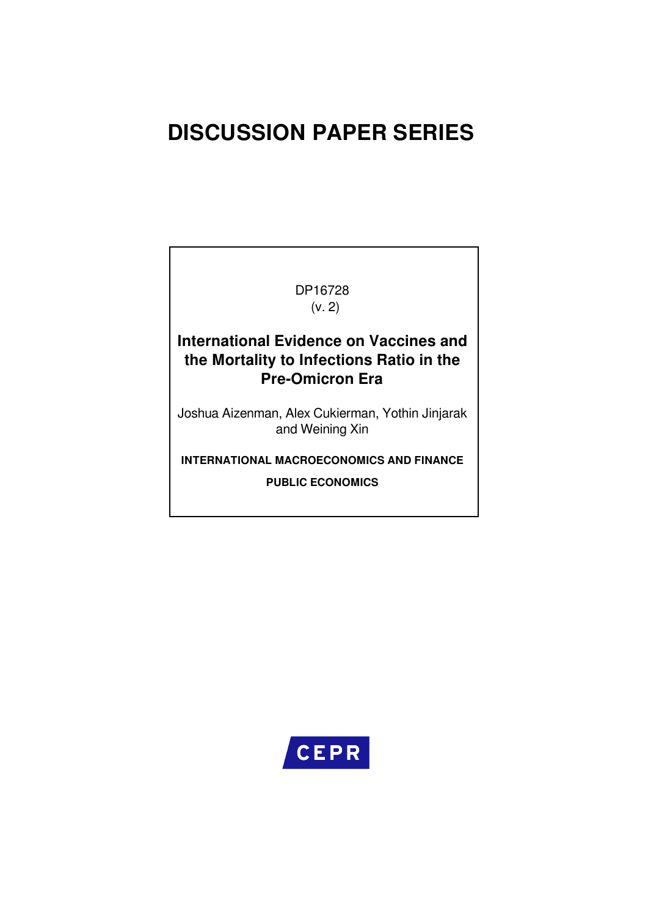# DISCUSSION PAPER SERIES

DP16728
(v. 2)

## International Evidence on Vaccines and the Mortality to Infections Ratio in the Pre-Omicron Era

Joshua Aizenman, Alex Cukierman, Yothin Jinjarak and Weining Xin

**INTERNATIONAL MACROECONOMICS AND FINANCE**

**PUBLIC ECONOMICS**

CEPR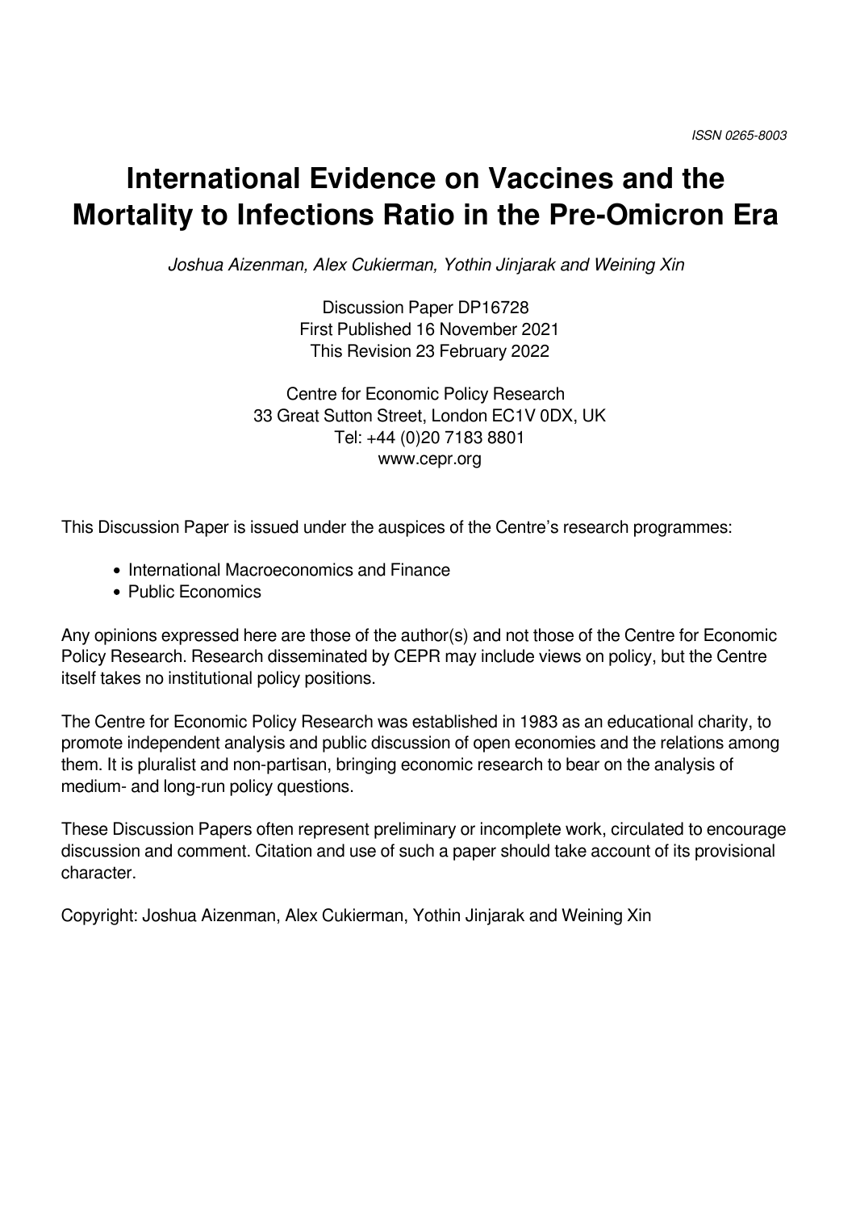ISSN 0265-8003

# International Evidence on Vaccines and the Mortality to Infections Ratio in the Pre-Omicron Era

*Joshua Aizenman, Alex Cukierman, Yothin Jinjarak and Weining Xin*

Discussion Paper DP16728
First Published 16 November 2021
This Revision 23 February 2022

Centre for Economic Policy Research
33 Great Sutton Street, London EC1V 0DX, UK
Tel: +44 (0)20 7183 8801
www.cepr.org

This Discussion Paper is issued under the auspices of the Centre's research programmes:

- International Macroeconomics and Finance
- Public Economics

Any opinions expressed here are those of the author(s) and not those of the Centre for Economic Policy Research. Research disseminated by CEPR may include views on policy, but the Centre itself takes no institutional policy positions.

The Centre for Economic Policy Research was established in 1983 as an educational charity, to promote independent analysis and public discussion of open economies and the relations among them. It is pluralist and non-partisan, bringing economic research to bear on the analysis of medium- and long-run policy questions.

These Discussion Papers often represent preliminary or incomplete work, circulated to encourage discussion and comment. Citation and use of such a paper should take account of its provisional character.

Copyright: Joshua Aizenman, Alex Cukierman, Yothin Jinjarak and Weining Xin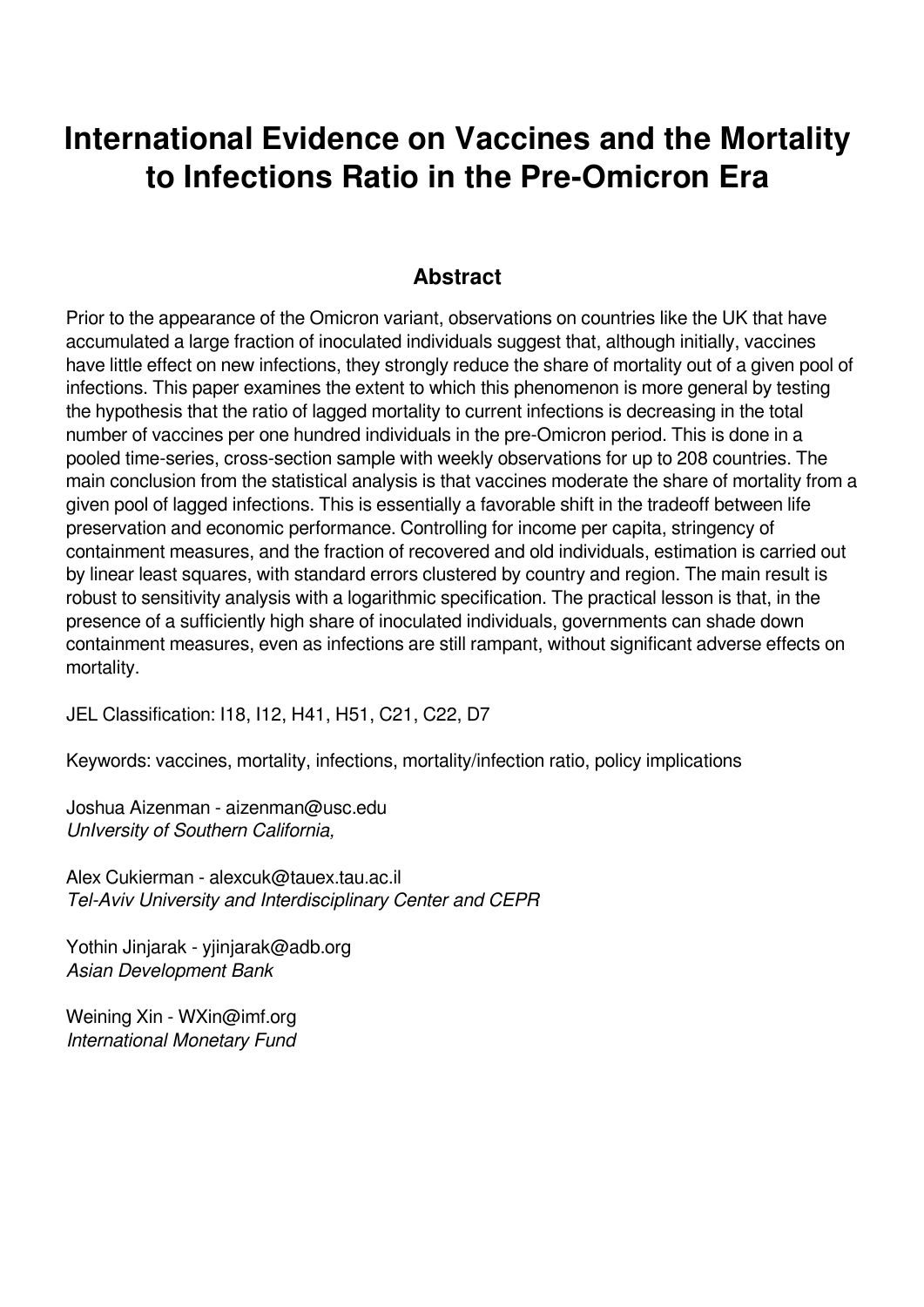# International Evidence on Vaccines and the Mortality to Infections Ratio in the Pre-Omicron Era

## Abstract

Prior to the appearance of the Omicron variant, observations on countries like the UK that have accumulated a large fraction of inoculated individuals suggest that, although initially, vaccines have little effect on new infections, they strongly reduce the share of mortality out of a given pool of infections. This paper examines the extent to which this phenomenon is more general by testing the hypothesis that the ratio of lagged mortality to current infections is decreasing in the total number of vaccines per one hundred individuals in the pre-Omicron period. This is done in a pooled time-series, cross-section sample with weekly observations for up to 208 countries. The main conclusion from the statistical analysis is that vaccines moderate the share of mortality from a given pool of lagged infections. This is essentially a favorable shift in the tradeoff between life preservation and economic performance. Controlling for income per capita, stringency of containment measures, and the fraction of recovered and old individuals, estimation is carried out by linear least squares, with standard errors clustered by country and region. The main result is robust to sensitivity analysis with a logarithmic specification. The practical lesson is that, in the presence of a sufficiently high share of inoculated individuals, governments can shade down containment measures, even as infections are still rampant, without significant adverse effects on mortality.

JEL Classification: I18, I12, H41, H51, C21, C22, D7

Keywords: vaccines, mortality, infections, mortality/infection ratio, policy implications

Joshua Aizenman - aizenman@usc.edu
*UnIversity of Southern California,*

Alex Cukierman - alexcuk@tauex.tau.ac.il
*Tel-Aviv University and Interdisciplinary Center and CEPR*

Yothin Jinjarak - yjinjarak@adb.org
*Asian Development Bank*

Weining Xin - WXin@imf.org
*International Monetary Fund*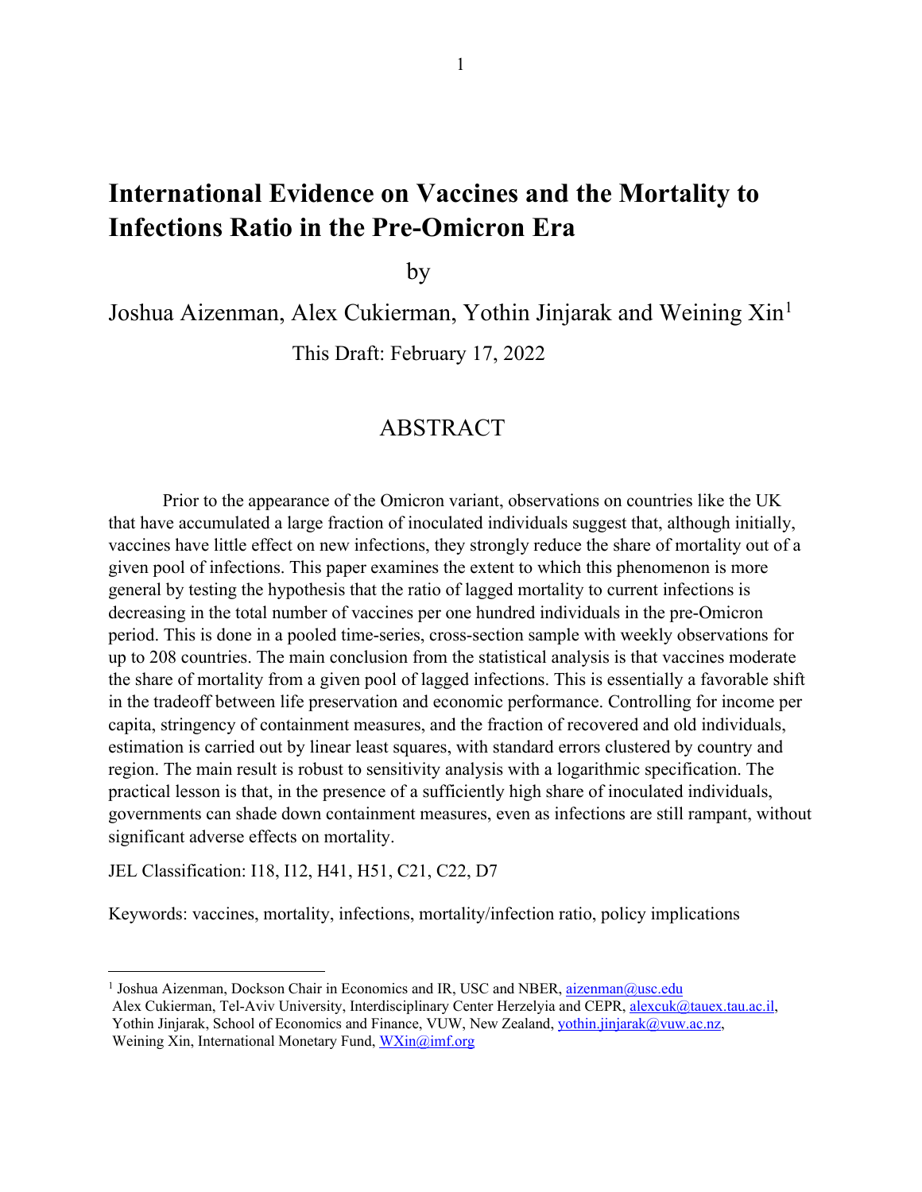# International Evidence on Vaccines and the Mortality to Infections Ratio in the Pre-Omicron Era

by

Joshua Aizenman, Alex Cukierman, Yothin Jinjarak and Weining Xin[1]

This Draft: February 17, 2022

## ABSTRACT

Prior to the appearance of the Omicron variant, observations on countries like the UK that have accumulated a large fraction of inoculated individuals suggest that, although initially, vaccines have little effect on new infections, they strongly reduce the share of mortality out of a given pool of infections. This paper examines the extent to which this phenomenon is more general by testing the hypothesis that the ratio of lagged mortality to current infections is decreasing in the total number of vaccines per one hundred individuals in the pre-Omicron period. This is done in a pooled time-series, cross-section sample with weekly observations for up to 208 countries. The main conclusion from the statistical analysis is that vaccines moderate the share of mortality from a given pool of lagged infections. This is essentially a favorable shift in the tradeoff between life preservation and economic performance. Controlling for income per capita, stringency of containment measures, and the fraction of recovered and old individuals, estimation is carried out by linear least squares, with standard errors clustered by country and region. The main result is robust to sensitivity analysis with a logarithmic specification. The practical lesson is that, in the presence of a sufficiently high share of inoculated individuals, governments can shade down containment measures, even as infections are still rampant, without significant adverse effects on mortality.

JEL Classification: I18, I12, H41, H51, C21, C22, D7

Keywords: vaccines, mortality, infections, mortality/infection ratio, policy implications

---

[1] Joshua Aizenman, Dockson Chair in Economics and IR, USC and NBER, aizenman@usc.edu
Alex Cukierman, Tel-Aviv University, Interdisciplinary Center Herzelyia and CEPR, alexcuk@tauex.tau.ac.il,
Yothin Jinjarak, School of Economics and Finance, VUW, New Zealand, yothin.jinjarak@vuw.ac.nz,
Weining Xin, International Monetary Fund, WXin@imf.org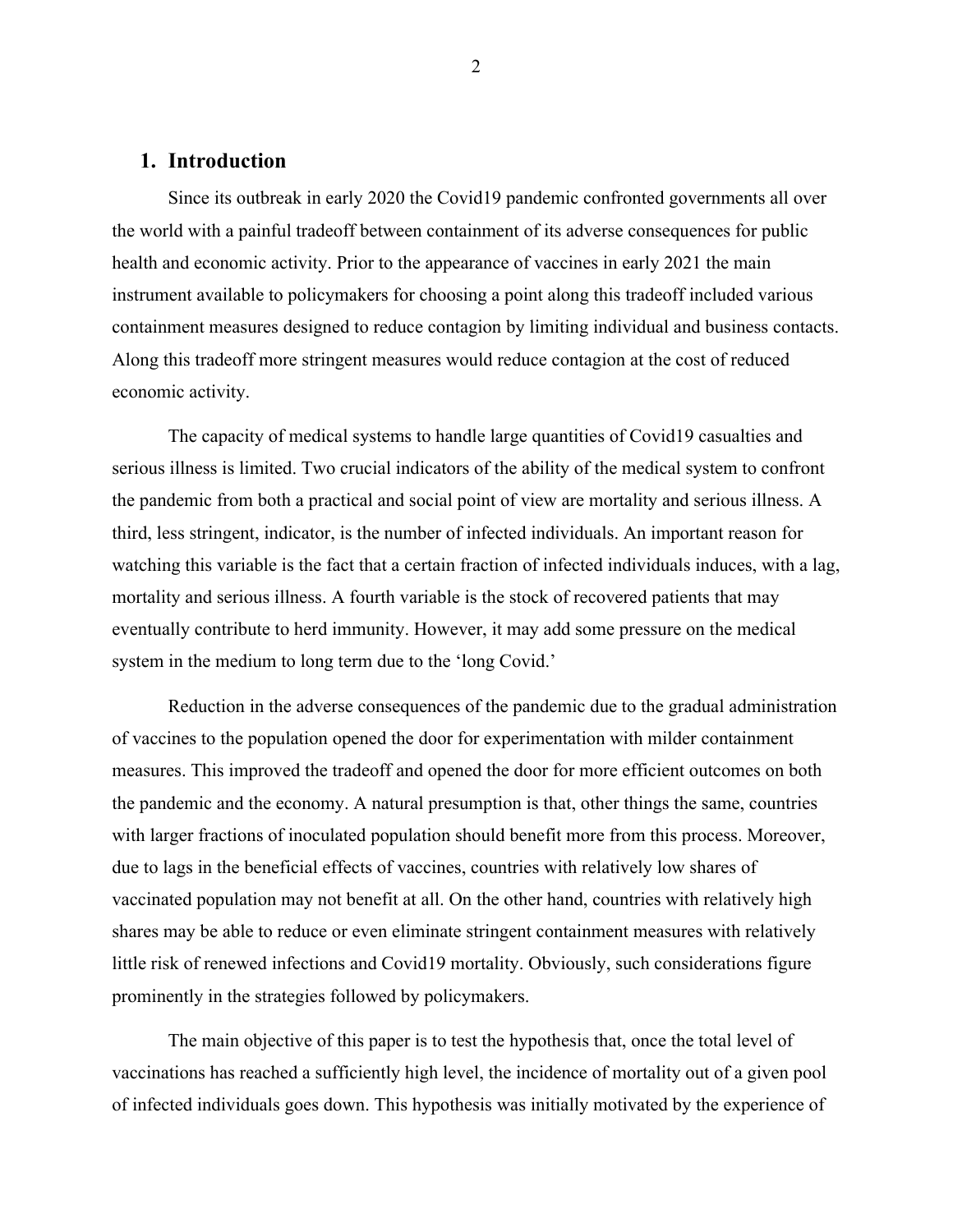## 1. Introduction

Since its outbreak in early 2020 the Covid19 pandemic confronted governments all over the world with a painful tradeoff between containment of its adverse consequences for public health and economic activity. Prior to the appearance of vaccines in early 2021 the main instrument available to policymakers for choosing a point along this tradeoff included various containment measures designed to reduce contagion by limiting individual and business contacts. Along this tradeoff more stringent measures would reduce contagion at the cost of reduced economic activity.

The capacity of medical systems to handle large quantities of Covid19 casualties and serious illness is limited. Two crucial indicators of the ability of the medical system to confront the pandemic from both a practical and social point of view are mortality and serious illness. A third, less stringent, indicator, is the number of infected individuals. An important reason for watching this variable is the fact that a certain fraction of infected individuals induces, with a lag, mortality and serious illness. A fourth variable is the stock of recovered patients that may eventually contribute to herd immunity. However, it may add some pressure on the medical system in the medium to long term due to the 'long Covid.'

Reduction in the adverse consequences of the pandemic due to the gradual administration of vaccines to the population opened the door for experimentation with milder containment measures. This improved the tradeoff and opened the door for more efficient outcomes on both the pandemic and the economy. A natural presumption is that, other things the same, countries with larger fractions of inoculated population should benefit more from this process. Moreover, due to lags in the beneficial effects of vaccines, countries with relatively low shares of vaccinated population may not benefit at all. On the other hand, countries with relatively high shares may be able to reduce or even eliminate stringent containment measures with relatively little risk of renewed infections and Covid19 mortality. Obviously, such considerations figure prominently in the strategies followed by policymakers.

The main objective of this paper is to test the hypothesis that, once the total level of vaccinations has reached a sufficiently high level, the incidence of mortality out of a given pool of infected individuals goes down. This hypothesis was initially motivated by the experience of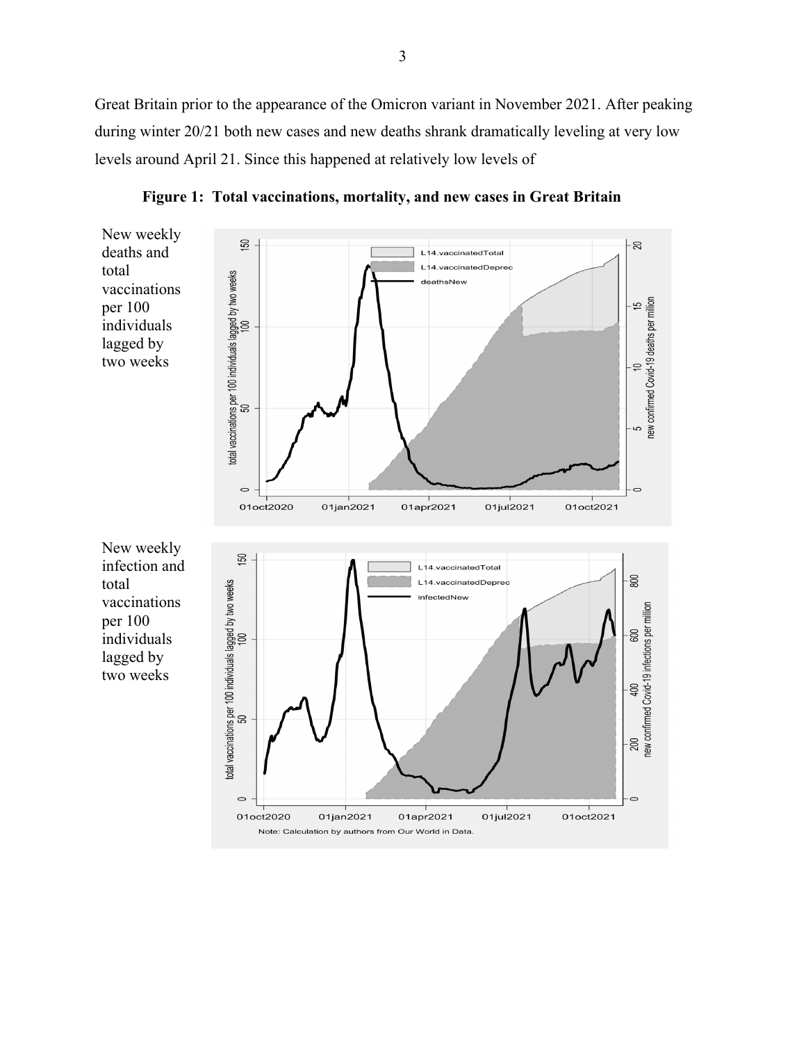Great Britain prior to the appearance of the Omicron variant in November 2021. After peaking during winter 20/21 both new cases and new deaths shrank dramatically leveling at very low levels around April 21. Since this happened at relatively low levels of

**Figure 1: Total vaccinations, mortality, and new cases in Great Britain**

New weekly deaths and total vaccinations per 100 individuals lagged by two weeks

New weekly infection and total vaccinations per 100 individuals lagged by two weeks

Note: Calculation by authors from Our World in Data.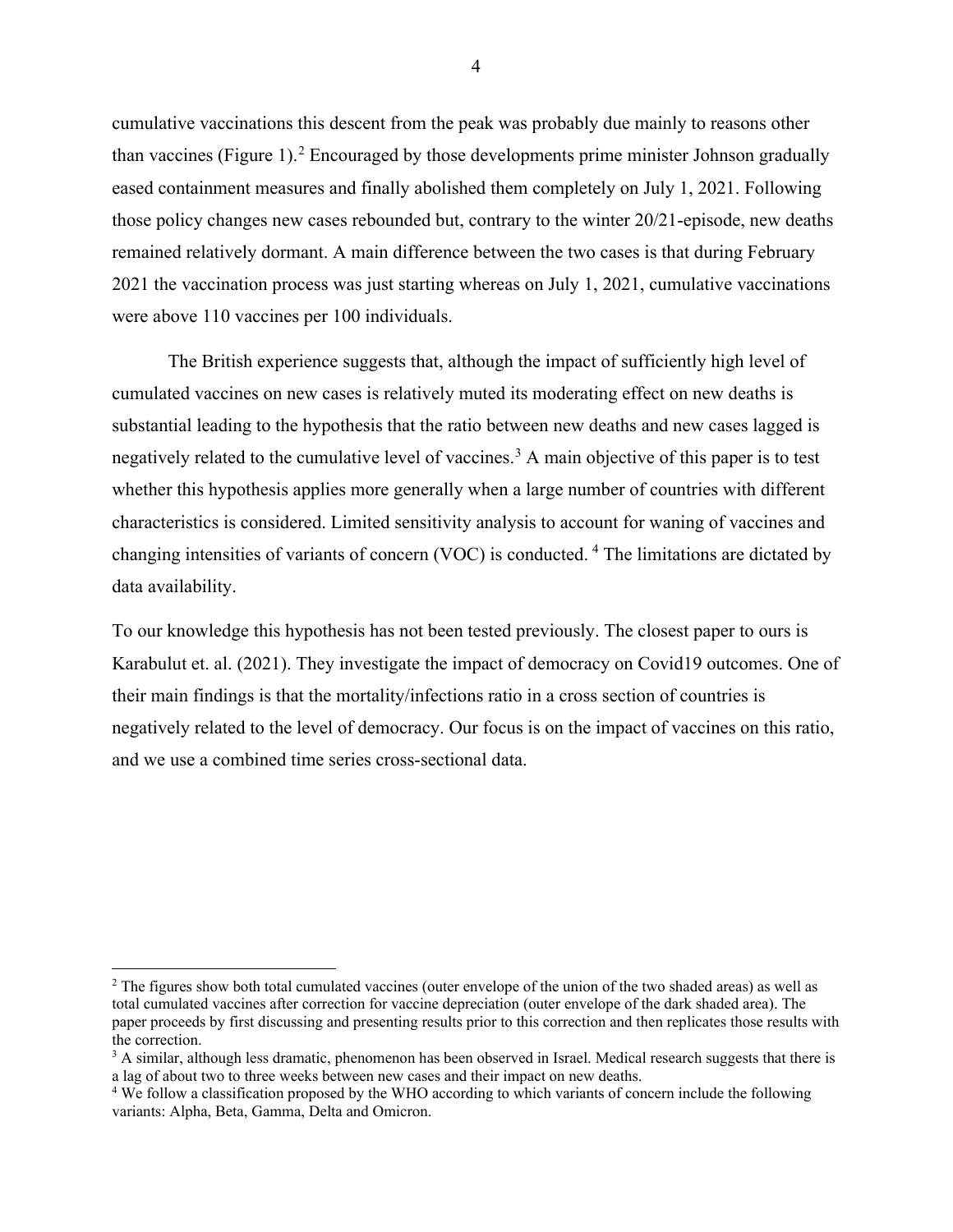cumulative vaccinations this descent from the peak was probably due mainly to reasons other than vaccines (Figure 1).[2] Encouraged by those developments prime minister Johnson gradually eased containment measures and finally abolished them completely on July 1, 2021. Following those policy changes new cases rebounded but, contrary to the winter 20/21-episode, new deaths remained relatively dormant. A main difference between the two cases is that during February 2021 the vaccination process was just starting whereas on July 1, 2021, cumulative vaccinations were above 110 vaccines per 100 individuals.

The British experience suggests that, although the impact of sufficiently high level of cumulated vaccines on new cases is relatively muted its moderating effect on new deaths is substantial leading to the hypothesis that the ratio between new deaths and new cases lagged is negatively related to the cumulative level of vaccines.[3] A main objective of this paper is to test whether this hypothesis applies more generally when a large number of countries with different characteristics is considered. Limited sensitivity analysis to account for waning of vaccines and changing intensities of variants of concern (VOC) is conducted. [4] The limitations are dictated by data availability.

To our knowledge this hypothesis has not been tested previously. The closest paper to ours is Karabulut et. al. (2021). They investigate the impact of democracy on Covid19 outcomes. One of their main findings is that the mortality/infections ratio in a cross section of countries is negatively related to the level of democracy. Our focus is on the impact of vaccines on this ratio, and we use a combined time series cross-sectional data.

---

[2] The figures show both total cumulated vaccines (outer envelope of the union of the two shaded areas) as well as total cumulated vaccines after correction for vaccine depreciation (outer envelope of the dark shaded area). The paper proceeds by first discussing and presenting results prior to this correction and then replicates those results with the correction.

[3] A similar, although less dramatic, phenomenon has been observed in Israel. Medical research suggests that there is a lag of about two to three weeks between new cases and their impact on new deaths.

[4] We follow a classification proposed by the WHO according to which variants of concern include the following variants: Alpha, Beta, Gamma, Delta and Omicron.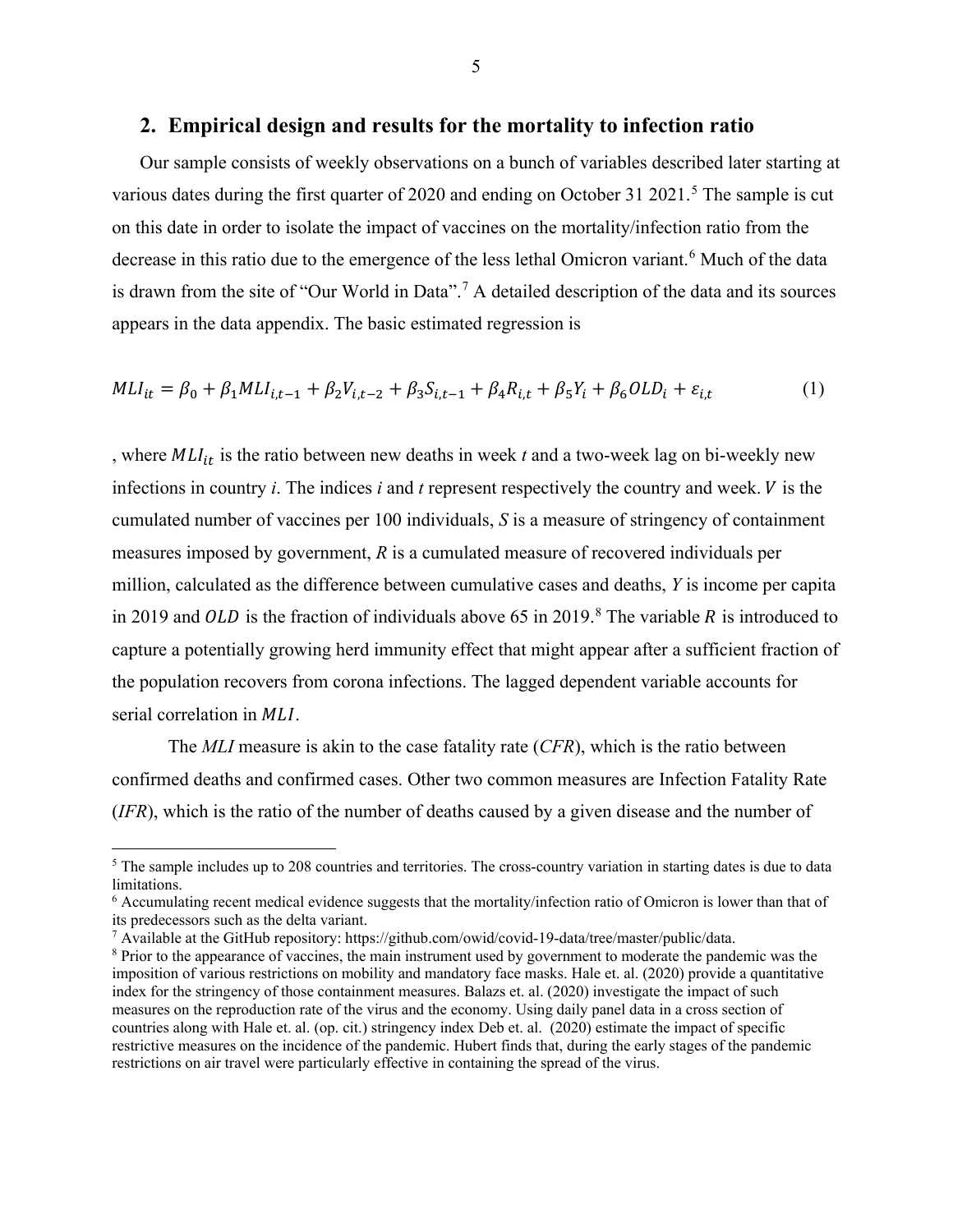## 2. Empirical design and results for the mortality to infection ratio

Our sample consists of weekly observations on a bunch of variables described later starting at various dates during the first quarter of 2020 and ending on October 31 2021.[5] The sample is cut on this date in order to isolate the impact of vaccines on the mortality/infection ratio from the decrease in this ratio due to the emergence of the less lethal Omicron variant.[6] Much of the data is drawn from the site of "Our World in Data".[7] A detailed description of the data and its sources appears in the data appendix. The basic estimated regression is

$$MLI_{it} = \beta_0 + \beta_1 MLI_{i,t-1} + \beta_2 V_{i,t-2} + \beta_3 S_{i,t-1} + \beta_4 R_{i,t} + \beta_5 Y_i + \beta_6 OLD_i + \varepsilon_{i,t} \tag{1}$$

, where $MLI_{it}$ is the ratio between new deaths in week *t* and a two-week lag on bi-weekly new infections in country *i*. The indices *i* and *t* represent respectively the country and week. $V$ is the cumulated number of vaccines per 100 individuals, *S* is a measure of stringency of containment measures imposed by government, *R* is a cumulated measure of recovered individuals per million, calculated as the difference between cumulative cases and deaths, *Y* is income per capita in 2019 and $OLD$ is the fraction of individuals above 65 in 2019.[8] The variable $R$ is introduced to capture a potentially growing herd immunity effect that might appear after a sufficient fraction of the population recovers from corona infections. The lagged dependent variable accounts for serial correlation in $MLI$.

The *MLI* measure is akin to the case fatality rate (*CFR*), which is the ratio between confirmed deaths and confirmed cases. Other two common measures are Infection Fatality Rate (*IFR*), which is the ratio of the number of deaths caused by a given disease and the number of

---

[5] The sample includes up to 208 countries and territories. The cross-country variation in starting dates is due to data limitations.

[6] Accumulating recent medical evidence suggests that the mortality/infection ratio of Omicron is lower than that of its predecessors such as the delta variant.

[7] Available at the GitHub repository: https://github.com/owid/covid-19-data/tree/master/public/data.

[8] Prior to the appearance of vaccines, the main instrument used by government to moderate the pandemic was the imposition of various restrictions on mobility and mandatory face masks. Hale et. al. (2020) provide a quantitative index for the stringency of those containment measures. Balazs et. al. (2020) investigate the impact of such measures on the reproduction rate of the virus and the economy. Using daily panel data in a cross section of countries along with Hale et. al. (op. cit.) stringency index Deb et. al. (2020) estimate the impact of specific restrictive measures on the incidence of the pandemic. Hubert finds that, during the early stages of the pandemic restrictions on air travel were particularly effective in containing the spread of the virus.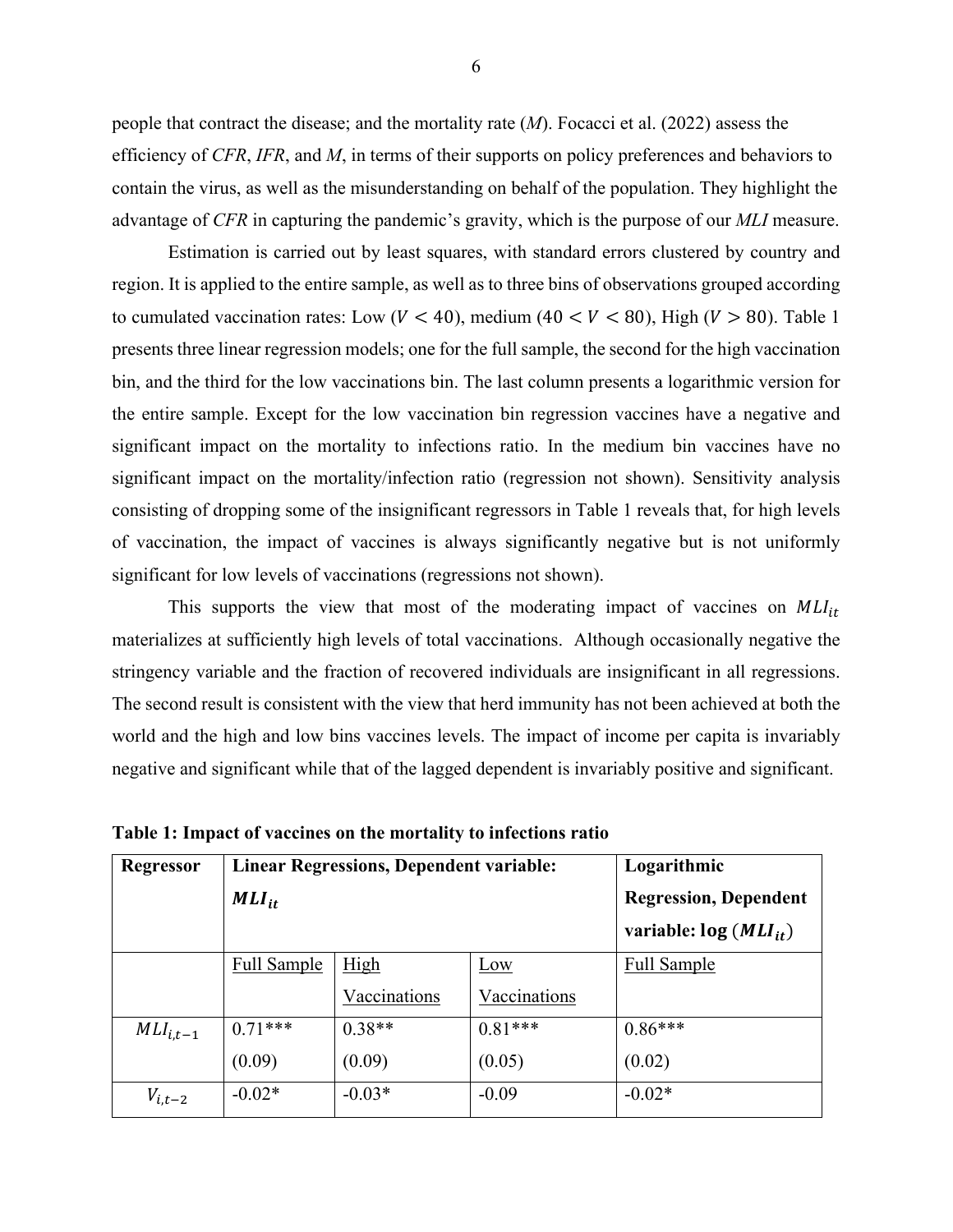people that contract the disease; and the mortality rate (*M*). Focacci et al. (2022) assess the efficiency of *CFR*, *IFR*, and *M*, in terms of their supports on policy preferences and behaviors to contain the virus, as well as the misunderstanding on behalf of the population. They highlight the advantage of *CFR* in capturing the pandemic's gravity, which is the purpose of our *MLI* measure.

Estimation is carried out by least squares, with standard errors clustered by country and region. It is applied to the entire sample, as well as to three bins of observations grouped according to cumulated vaccination rates: Low ($V < 40$), medium ($40 < V < 80$), High ($V > 80$). Table 1 presents three linear regression models; one for the full sample, the second for the high vaccination bin, and the third for the low vaccinations bin. The last column presents a logarithmic version for the entire sample. Except for the low vaccination bin regression vaccines have a negative and significant impact on the mortality to infections ratio. In the medium bin vaccines have no significant impact on the mortality/infection ratio (regression not shown). Sensitivity analysis consisting of dropping some of the insignificant regressors in Table 1 reveals that, for high levels of vaccination, the impact of vaccines is always significantly negative but is not uniformly significant for low levels of vaccinations (regressions not shown).

This supports the view that most of the moderating impact of vaccines on $MLI_{it}$ materializes at sufficiently high levels of total vaccinations. Although occasionally negative the stringency variable and the fraction of recovered individuals are insignificant in all regressions. The second result is consistent with the view that herd immunity has not been achieved at both the world and the high and low bins vaccines levels. The impact of income per capita is invariably negative and significant while that of the lagged dependent is invariably positive and significant.

**Table 1: Impact of vaccines on the mortality to infections ratio**

| **Regressor** | **Linear Regressions, Dependent variable: $MLI_{it}$** | | | **Logarithmic Regression, Dependent variable: $\log(MLI_{it})$** |
|---|---|---|---|---|
| | Full Sample | High Vaccinations | Low Vaccinations | Full Sample |
| $MLI_{i,t-1}$ | 0.71***<br>(0.09) | 0.38**<br>(0.09) | 0.81***<br>(0.05) | 0.86***<br>(0.02) |
| $V_{i,t-2}$ | -0.02* | -0.03* | -0.09 | -0.02* |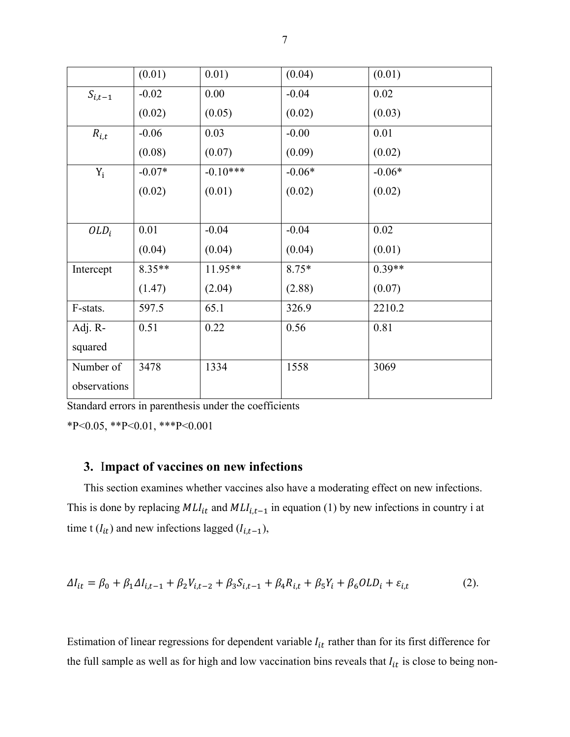| | (0.01) | 0.01) | (0.04) | (0.01) |
|---|---|---|---|---|
| $S_{i,t-1}$ | -0.02<br>(0.02) | 0.00<br>(0.05) | -0.04<br>(0.02) | 0.02<br>(0.03) |
| $R_{i,t}$ | -0.06<br>(0.08) | 0.03<br>(0.07) | -0.00<br>(0.09) | 0.01<br>(0.02) |
| $Y_i$ | -0.07*<br>(0.02) | -0.10***<br>(0.01) | -0.06*<br>(0.02) | -0.06*<br>(0.02) |
| $OLD_i$ | 0.01<br>(0.04) | -0.04<br>(0.04) | -0.04<br>(0.04) | 0.02<br>(0.01) |
| Intercept | 8.35**<br>(1.47) | 11.95**<br>(2.04) | 8.75*<br>(2.88) | 0.39**<br>(0.07) |
| F-stats. | 597.5 | 65.1 | 326.9 | 2210.2 |
| Adj. R-squared | 0.51 | 0.22 | 0.56 | 0.81 |
| Number of observations | 3478 | 1334 | 1558 | 3069 |

Standard errors in parenthesis under the coefficients

*P<0.05, **P<0.01, ***P<0.001

## 3. Impact of vaccines on new infections

This section examines whether vaccines also have a moderating effect on new infections. This is done by replacing $MLI_{it}$ and $MLI_{i,t-1}$ in equation (1) by new infections in country i at time t ($I_{it}$) and new infections lagged ($I_{i,t-1}$),

$$\Delta I_{it} = \beta_0 + \beta_1 \Delta I_{i,t-1} + \beta_2 V_{i,t-2} + \beta_3 S_{i,t-1} + \beta_4 R_{i,t} + \beta_5 Y_i + \beta_6 OLD_i + \varepsilon_{i,t} \qquad (2).$$

Estimation of linear regressions for dependent variable $I_{it}$ rather than for its first difference for the full sample as well as for high and low vaccination bins reveals that $I_{it}$ is close to being non-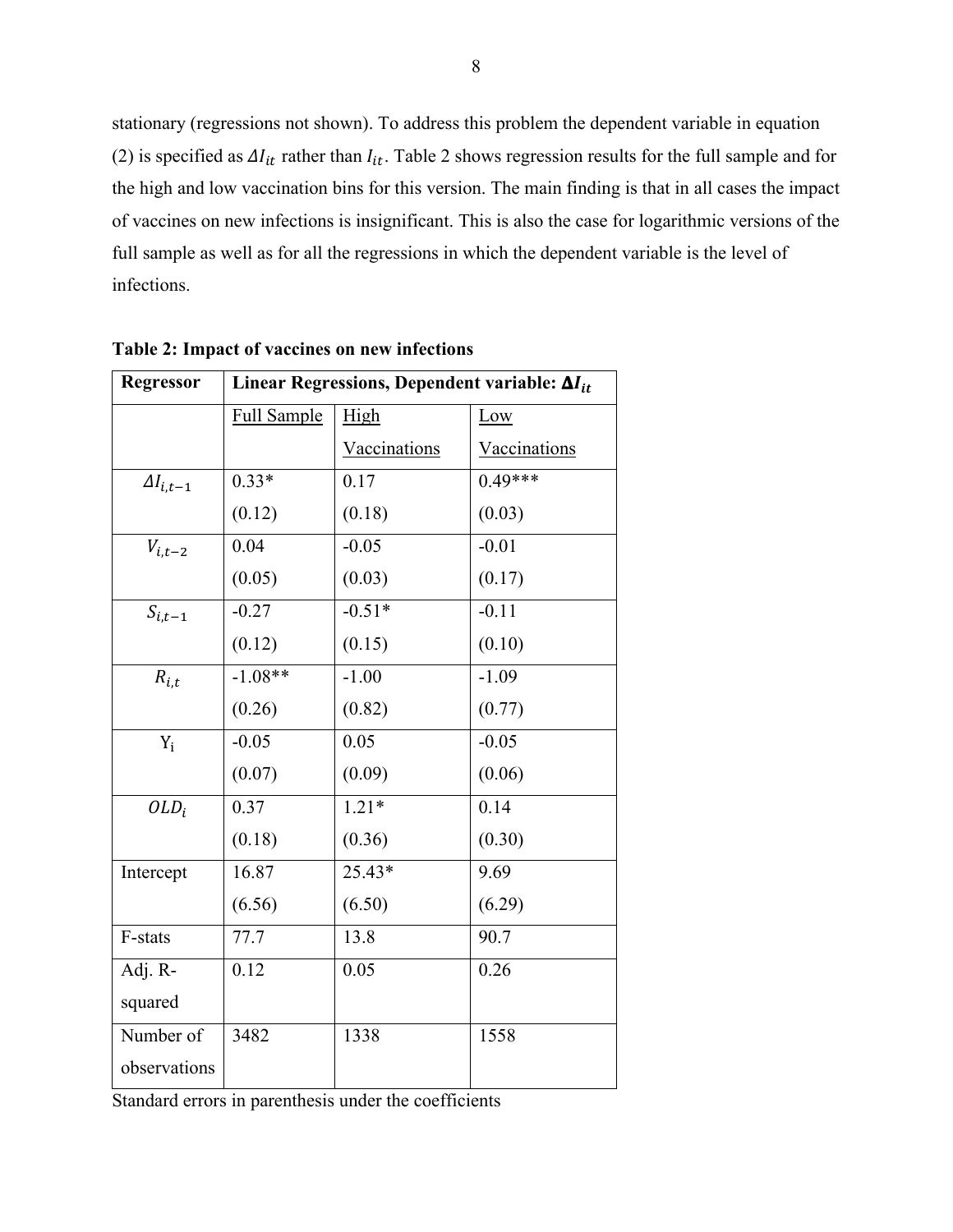stationary (regressions not shown). To address this problem the dependent variable in equation (2) is specified as $\Delta I_{it}$ rather than $I_{it}$. Table 2 shows regression results for the full sample and for the high and low vaccination bins for this version. The main finding is that in all cases the impact of vaccines on new infections is insignificant. This is also the case for logarithmic versions of the full sample as well as for all the regressions in which the dependent variable is the level of infections.

**Table 2: Impact of vaccines on new infections**

| **Regressor** | **Linear Regressions, Dependent variable: $\Delta I_{it}$** | | |
|---|---|---|---|
| | Full Sample | High Vaccinations | Low Vaccinations |
| $\Delta I_{i,t-1}$ | 0.33* (0.12) | 0.17 (0.18) | 0.49*** (0.03) |
| $V_{i,t-2}$ | 0.04 (0.05) | -0.05 (0.03) | -0.01 (0.17) |
| $S_{i,t-1}$ | -0.27 (0.12) | -0.51* (0.15) | -0.11 (0.10) |
| $R_{i,t}$ | -1.08** (0.26) | -1.00 (0.82) | -1.09 (0.77) |
| $Y_i$ | -0.05 (0.07) | 0.05 (0.09) | -0.05 (0.06) |
| $OLD_i$ | 0.37 (0.18) | 1.21* (0.36) | 0.14 (0.30) |
| Intercept | 16.87 (6.56) | 25.43* (6.50) | 9.69 (6.29) |
| F-stats | 77.7 | 13.8 | 90.7 |
| Adj. R-squared | 0.12 | 0.05 | 0.26 |
| Number of observations | 3482 | 1338 | 1558 |

Standard errors in parenthesis under the coefficients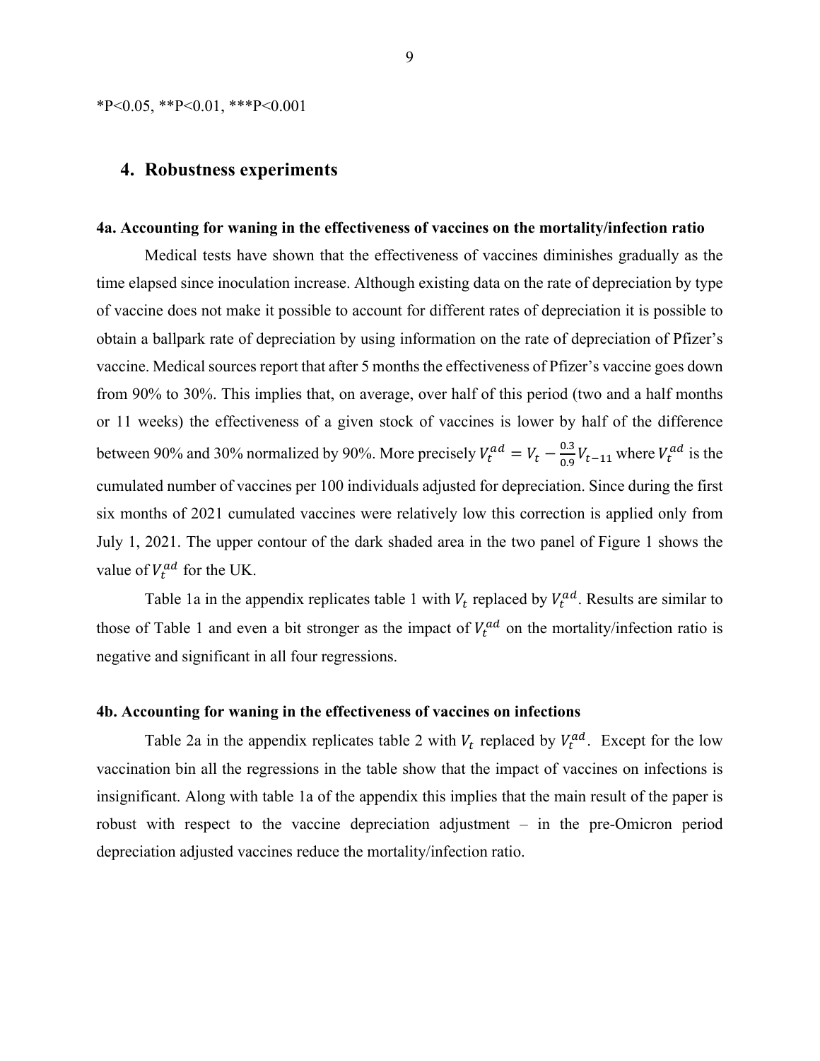*P<0.05, **P<0.01, ***P<0.001

## 4. Robustness experiments

### 4a. Accounting for waning in the effectiveness of vaccines on the mortality/infection ratio

Medical tests have shown that the effectiveness of vaccines diminishes gradually as the time elapsed since inoculation increase. Although existing data on the rate of depreciation by type of vaccine does not make it possible to account for different rates of depreciation it is possible to obtain a ballpark rate of depreciation by using information on the rate of depreciation of Pfizer's vaccine. Medical sources report that after 5 months the effectiveness of Pfizer's vaccine goes down from 90% to 30%. This implies that, on average, over half of this period (two and a half months or 11 weeks) the effectiveness of a given stock of vaccines is lower by half of the difference between 90% and 30% normalized by 90%. More precisely $V_t^{ad} = V_t - \frac{0.3}{0.9}V_{t-11}$ where $V_t^{ad}$ is the cumulated number of vaccines per 100 individuals adjusted for depreciation. Since during the first six months of 2021 cumulated vaccines were relatively low this correction is applied only from July 1, 2021. The upper contour of the dark shaded area in the two panel of Figure 1 shows the value of $V_t^{ad}$ for the UK.

Table 1a in the appendix replicates table 1 with $V_t$ replaced by $V_t^{ad}$. Results are similar to those of Table 1 and even a bit stronger as the impact of $V_t^{ad}$ on the mortality/infection ratio is negative and significant in all four regressions.

### 4b. Accounting for waning in the effectiveness of vaccines on infections

Table 2a in the appendix replicates table 2 with $V_t$ replaced by $V_t^{ad}$. Except for the low vaccination bin all the regressions in the table show that the impact of vaccines on infections is insignificant. Along with table 1a of the appendix this implies that the main result of the paper is robust with respect to the vaccine depreciation adjustment – in the pre-Omicron period depreciation adjusted vaccines reduce the mortality/infection ratio.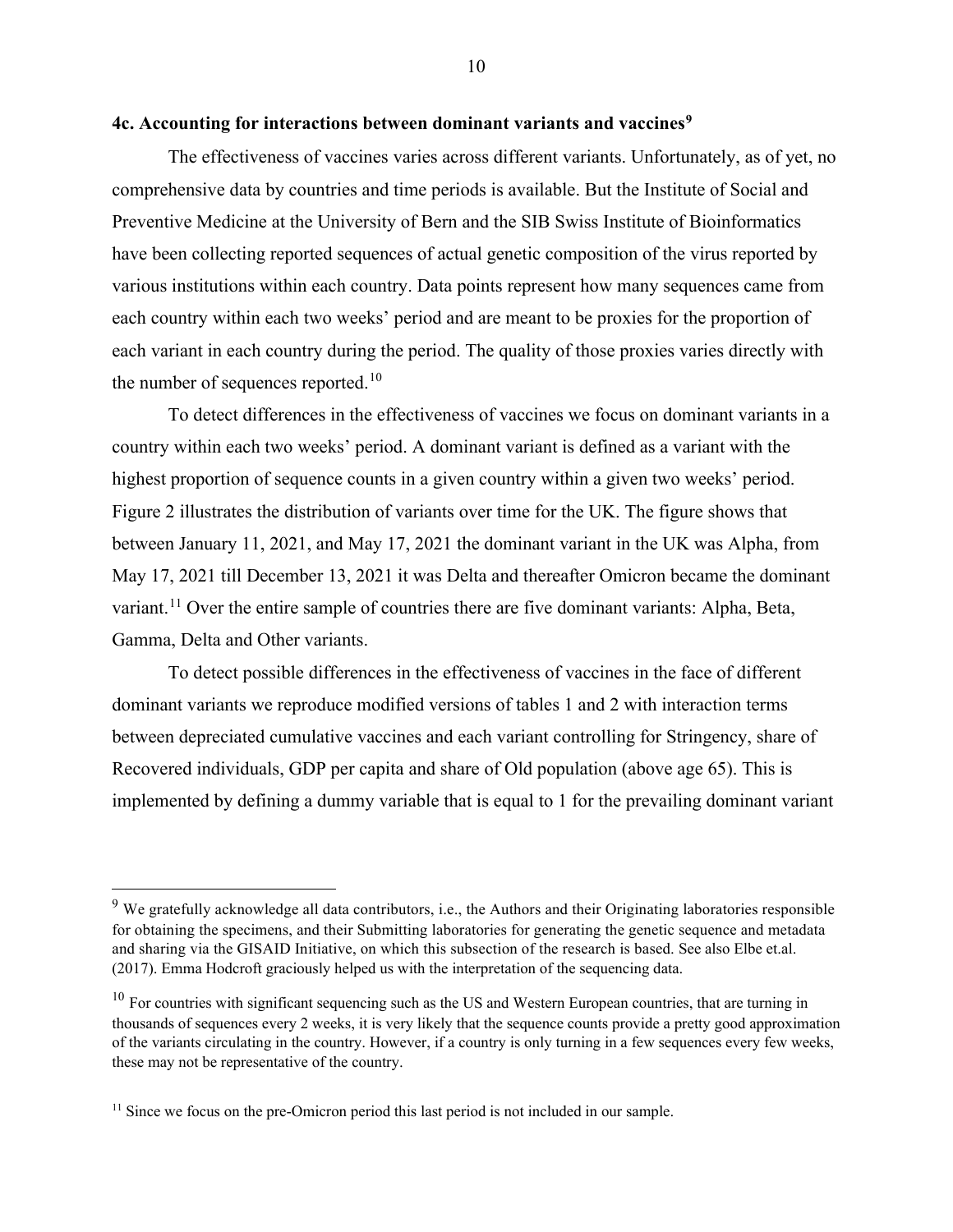### 4c. Accounting for interactions between dominant variants and vaccines[9]

The effectiveness of vaccines varies across different variants. Unfortunately, as of yet, no comprehensive data by countries and time periods is available. But the Institute of Social and Preventive Medicine at the University of Bern and the SIB Swiss Institute of Bioinformatics have been collecting reported sequences of actual genetic composition of the virus reported by various institutions within each country. Data points represent how many sequences came from each country within each two weeks' period and are meant to be proxies for the proportion of each variant in each country during the period. The quality of those proxies varies directly with the number of sequences reported.[10]

To detect differences in the effectiveness of vaccines we focus on dominant variants in a country within each two weeks' period. A dominant variant is defined as a variant with the highest proportion of sequence counts in a given country within a given two weeks' period. Figure 2 illustrates the distribution of variants over time for the UK. The figure shows that between January 11, 2021, and May 17, 2021 the dominant variant in the UK was Alpha, from May 17, 2021 till December 13, 2021 it was Delta and thereafter Omicron became the dominant variant.[11] Over the entire sample of countries there are five dominant variants: Alpha, Beta, Gamma, Delta and Other variants.

To detect possible differences in the effectiveness of vaccines in the face of different dominant variants we reproduce modified versions of tables 1 and 2 with interaction terms between depreciated cumulative vaccines and each variant controlling for Stringency, share of Recovered individuals, GDP per capita and share of Old population (above age 65). This is implemented by defining a dummy variable that is equal to 1 for the prevailing dominant variant

---

[9] We gratefully acknowledge all data contributors, i.e., the Authors and their Originating laboratories responsible for obtaining the specimens, and their Submitting laboratories for generating the genetic sequence and metadata and sharing via the GISAID Initiative, on which this subsection of the research is based. See also Elbe et.al. (2017). Emma Hodcroft graciously helped us with the interpretation of the sequencing data.

[10] For countries with significant sequencing such as the US and Western European countries, that are turning in thousands of sequences every 2 weeks, it is very likely that the sequence counts provide a pretty good approximation of the variants circulating in the country. However, if a country is only turning in a few sequences every few weeks, these may not be representative of the country.

[11] Since we focus on the pre-Omicron period this last period is not included in our sample.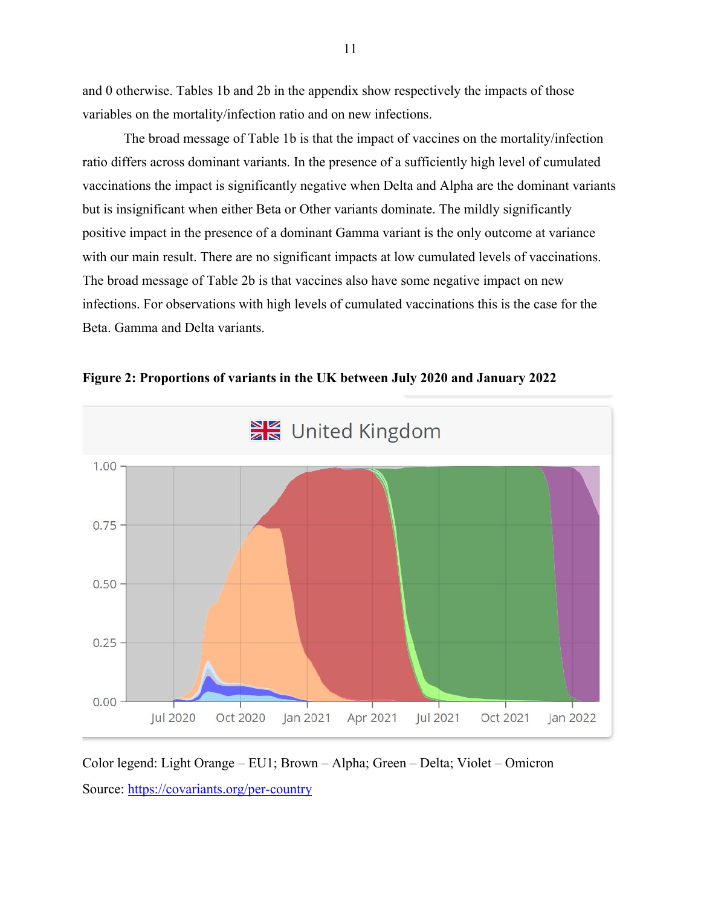and 0 otherwise. Tables 1b and 2b in the appendix show respectively the impacts of those variables on the mortality/infection ratio and on new infections.

The broad message of Table 1b is that the impact of vaccines on the mortality/infection ratio differs across dominant variants. In the presence of a sufficiently high level of cumulated vaccinations the impact is significantly negative when Delta and Alpha are the dominant variants but is insignificant when either Beta or Other variants dominate. The mildly significantly positive impact in the presence of a dominant Gamma variant is the only outcome at variance with our main result. There are no significant impacts at low cumulated levels of vaccinations. The broad message of Table 2b is that vaccines also have some negative impact on new infections. For observations with high levels of cumulated vaccinations this is the case for the Beta. Gamma and Delta variants.

**Figure 2: Proportions of variants in the UK between July 2020 and January 2022**

Color legend: Light Orange – EU1; Brown – Alpha; Green – Delta; Violet – Omicron

Source: https://covariants.org/per-country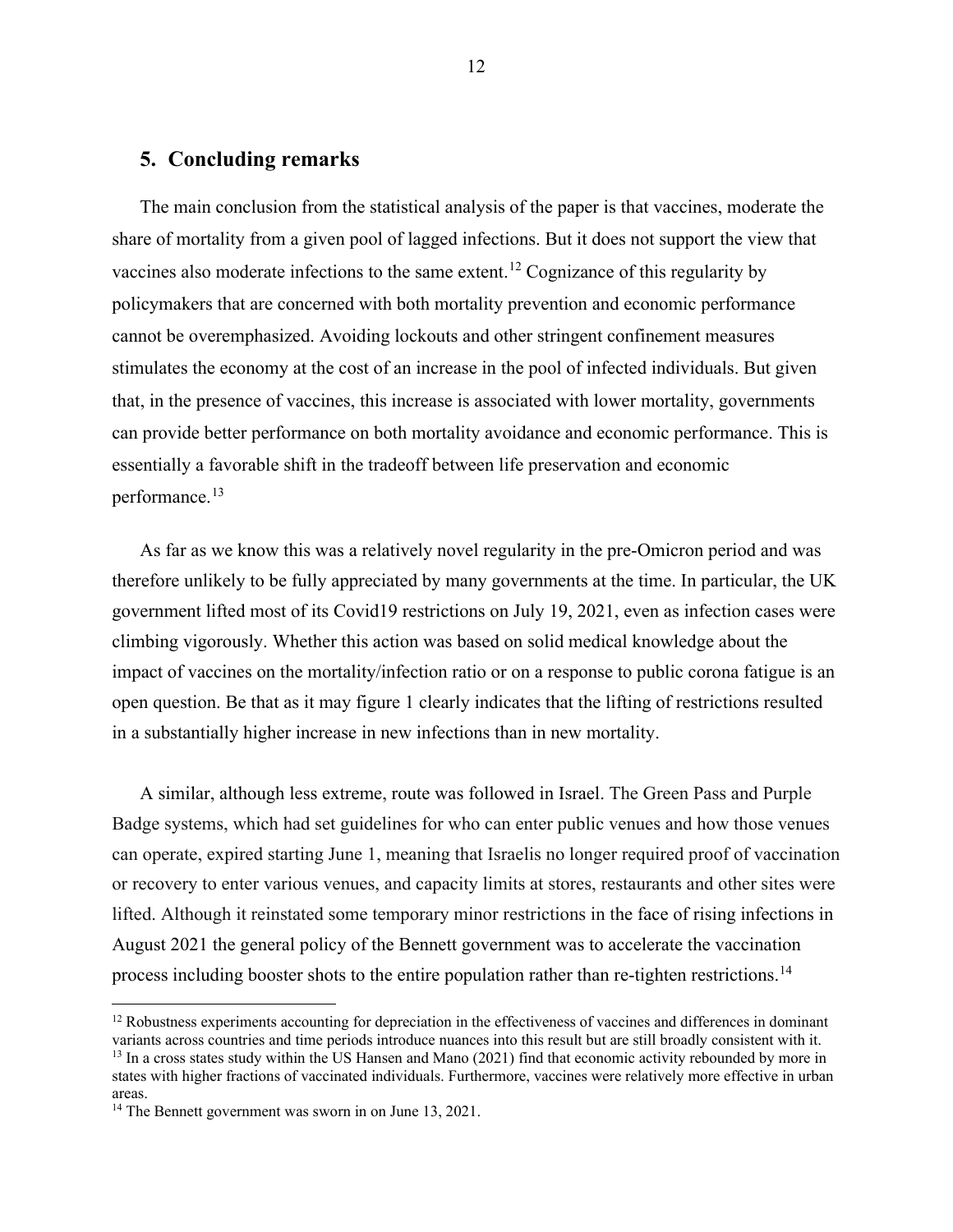## 5. Concluding remarks

The main conclusion from the statistical analysis of the paper is that vaccines, moderate the share of mortality from a given pool of lagged infections. But it does not support the view that vaccines also moderate infections to the same extent.[12] Cognizance of this regularity by policymakers that are concerned with both mortality prevention and economic performance cannot be overemphasized. Avoiding lockouts and other stringent confinement measures stimulates the economy at the cost of an increase in the pool of infected individuals. But given that, in the presence of vaccines, this increase is associated with lower mortality, governments can provide better performance on both mortality avoidance and economic performance. This is essentially a favorable shift in the tradeoff between life preservation and economic performance.[13]

As far as we know this was a relatively novel regularity in the pre-Omicron period and was therefore unlikely to be fully appreciated by many governments at the time. In particular, the UK government lifted most of its Covid19 restrictions on July 19, 2021, even as infection cases were climbing vigorously. Whether this action was based on solid medical knowledge about the impact of vaccines on the mortality/infection ratio or on a response to public corona fatigue is an open question. Be that as it may figure 1 clearly indicates that the lifting of restrictions resulted in a substantially higher increase in new infections than in new mortality.

A similar, although less extreme, route was followed in Israel. The Green Pass and Purple Badge systems, which had set guidelines for who can enter public venues and how those venues can operate, expired starting June 1, meaning that Israelis no longer required proof of vaccination or recovery to enter various venues, and capacity limits at stores, restaurants and other sites were lifted. Although it reinstated some temporary minor restrictions in the face of rising infections in August 2021 the general policy of the Bennett government was to accelerate the vaccination process including booster shots to the entire population rather than re-tighten restrictions.[14]

---

[12] Robustness experiments accounting for depreciation in the effectiveness of vaccines and differences in dominant variants across countries and time periods introduce nuances into this result but are still broadly consistent with it.

[13] In a cross states study within the US Hansen and Mano (2021) find that economic activity rebounded by more in states with higher fractions of vaccinated individuals. Furthermore, vaccines were relatively more effective in urban areas.

[14] The Bennett government was sworn in on June 13, 2021.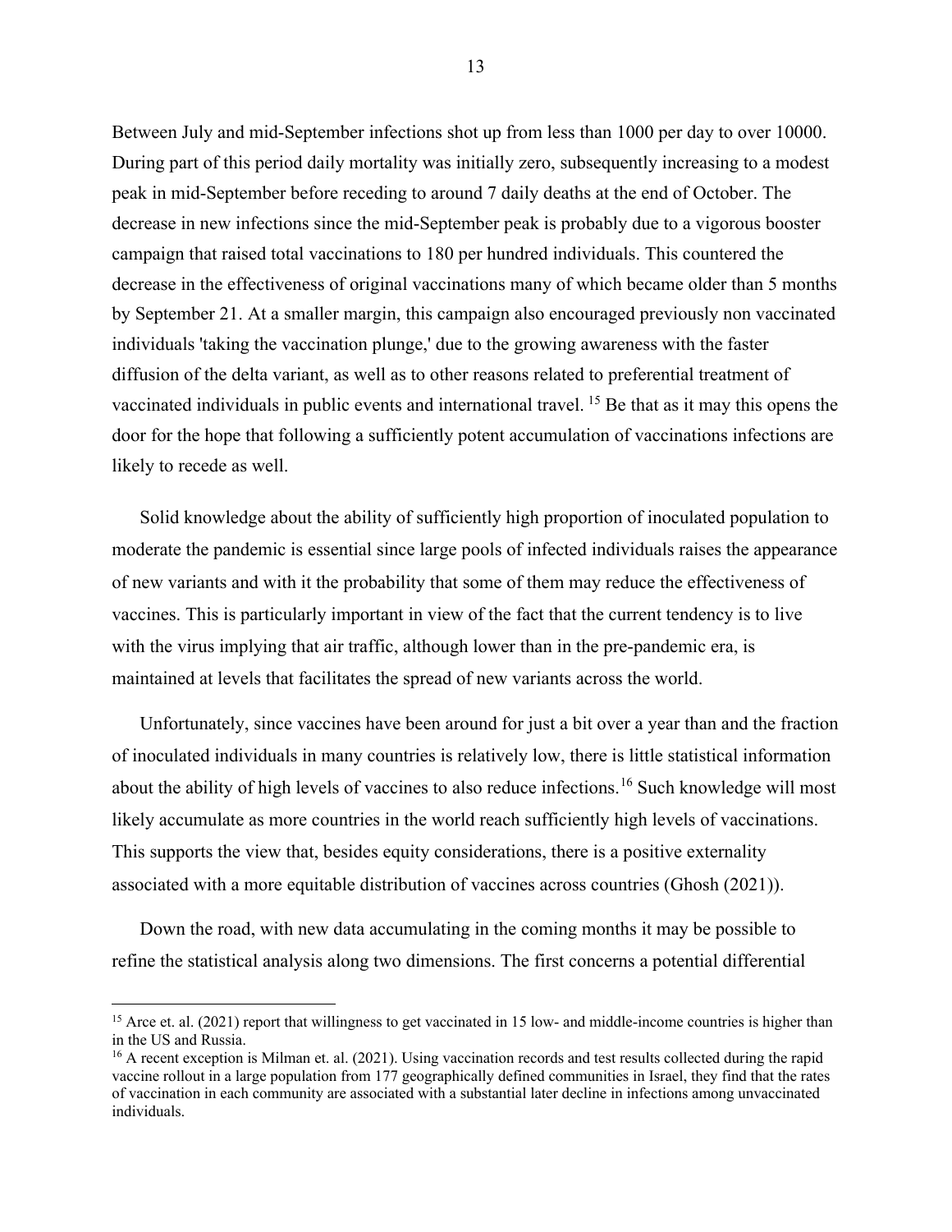Between July and mid-September infections shot up from less than 1000 per day to over 10000. During part of this period daily mortality was initially zero, subsequently increasing to a modest peak in mid-September before receding to around 7 daily deaths at the end of October. The decrease in new infections since the mid-September peak is probably due to a vigorous booster campaign that raised total vaccinations to 180 per hundred individuals. This countered the decrease in the effectiveness of original vaccinations many of which became older than 5 months by September 21. At a smaller margin, this campaign also encouraged previously non vaccinated individuals 'taking the vaccination plunge,' due to the growing awareness with the faster diffusion of the delta variant, as well as to other reasons related to preferential treatment of vaccinated individuals in public events and international travel. [15] Be that as it may this opens the door for the hope that following a sufficiently potent accumulation of vaccinations infections are likely to recede as well.

Solid knowledge about the ability of sufficiently high proportion of inoculated population to moderate the pandemic is essential since large pools of infected individuals raises the appearance of new variants and with it the probability that some of them may reduce the effectiveness of vaccines. This is particularly important in view of the fact that the current tendency is to live with the virus implying that air traffic, although lower than in the pre-pandemic era, is maintained at levels that facilitates the spread of new variants across the world.

Unfortunately, since vaccines have been around for just a bit over a year than and the fraction of inoculated individuals in many countries is relatively low, there is little statistical information about the ability of high levels of vaccines to also reduce infections.[16] Such knowledge will most likely accumulate as more countries in the world reach sufficiently high levels of vaccinations. This supports the view that, besides equity considerations, there is a positive externality associated with a more equitable distribution of vaccines across countries (Ghosh (2021)).

Down the road, with new data accumulating in the coming months it may be possible to refine the statistical analysis along two dimensions. The first concerns a potential differential

---

[15] Arce et. al. (2021) report that willingness to get vaccinated in 15 low- and middle-income countries is higher than in the US and Russia.

[16] A recent exception is Milman et. al. (2021). Using vaccination records and test results collected during the rapid vaccine rollout in a large population from 177 geographically defined communities in Israel, they find that the rates of vaccination in each community are associated with a substantial later decline in infections among unvaccinated individuals.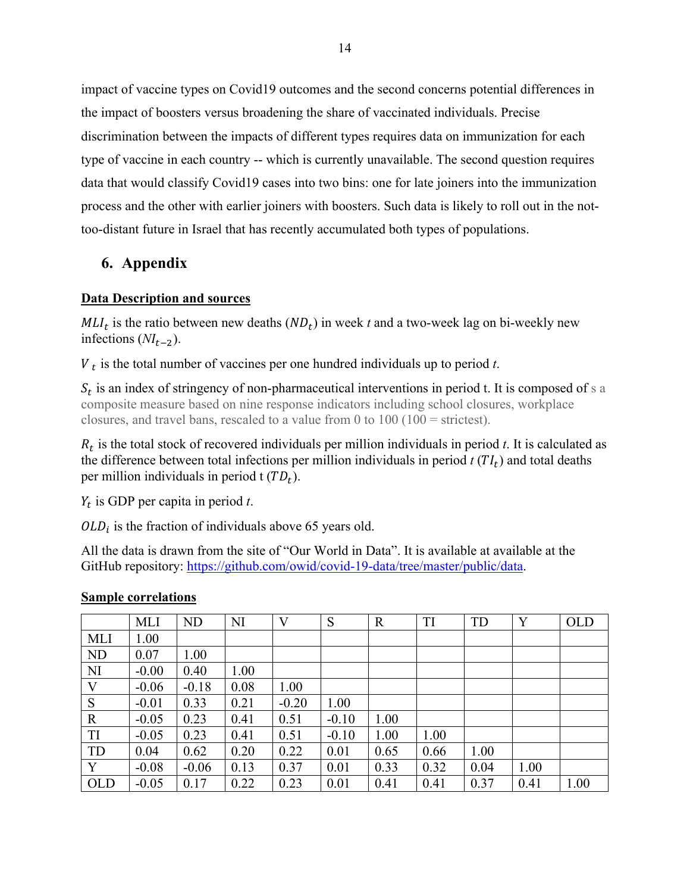impact of vaccine types on Covid19 outcomes and the second concerns potential differences in the impact of boosters versus broadening the share of vaccinated individuals. Precise discrimination between the impacts of different types requires data on immunization for each type of vaccine in each country -- which is currently unavailable. The second question requires data that would classify Covid19 cases into two bins: one for late joiners into the immunization process and the other with earlier joiners with boosters. Such data is likely to roll out in the not-too-distant future in Israel that has recently accumulated both types of populations.

## 6. Appendix

**Data Description and sources**

$MLI_t$ is the ratio between new deaths ($ND_t$) in week *t* and a two-week lag on bi-weekly new infections ($NI_{t-2}$).

$V_t$ is the total number of vaccines per one hundred individuals up to period *t*.

$S_t$ is an index of stringency of non-pharmaceutical interventions in period t. It is composed of s a composite measure based on nine response indicators including school closures, workplace closures, and travel bans, rescaled to a value from 0 to 100 (100 = strictest).

$R_t$ is the total stock of recovered individuals per million individuals in period *t*. It is calculated as the difference between total infections per million individuals in period *t* ($TI_t$) and total deaths per million individuals in period t ($TD_t$).

$Y_t$ is GDP per capita in period *t*.

$OLD_i$ is the fraction of individuals above 65 years old.

All the data is drawn from the site of "Our World in Data". It is available at available at the GitHub repository: https://github.com/owid/covid-19-data/tree/master/public/data.

**Sample correlations**

| | MLI | ND | NI | V | S | R | TI | TD | Y | OLD |
|---|---|---|---|---|---|---|---|---|---|---|
| MLI | 1.00 | | | | | | | | | |
| ND | 0.07 | 1.00 | | | | | | | | |
| NI | -0.00 | 0.40 | 1.00 | | | | | | | |
| V | -0.06 | -0.18 | 0.08 | 1.00 | | | | | | |
| S | -0.01 | 0.33 | 0.21 | -0.20 | 1.00 | | | | | |
| R | -0.05 | 0.23 | 0.41 | 0.51 | -0.10 | 1.00 | | | | |
| TI | -0.05 | 0.23 | 0.41 | 0.51 | -0.10 | 1.00 | 1.00 | | | |
| TD | 0.04 | 0.62 | 0.20 | 0.22 | 0.01 | 0.65 | 0.66 | 1.00 | | |
| Y | -0.08 | -0.06 | 0.13 | 0.37 | 0.01 | 0.33 | 0.32 | 0.04 | 1.00 | |
| OLD | -0.05 | 0.17 | 0.22 | 0.23 | 0.01 | 0.41 | 0.41 | 0.37 | 0.41 | 1.00 |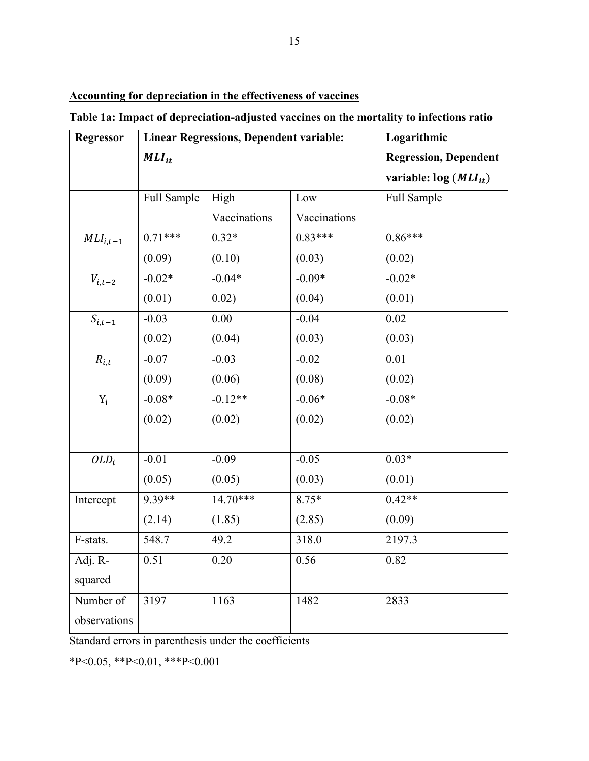**Accounting for depreciation in the effectiveness of vaccines**

**Table 1a: Impact of depreciation-adjusted vaccines on the mortality to infections ratio**

| Regressor | Linear Regressions, Dependent variable: $MLI_{it}$ | | | Logarithmic Regression, Dependent variable: $\log(MLI_{it})$ |
|---|---|---|---|---|
| | Full Sample | High Vaccinations | Low Vaccinations | Full Sample |
| $MLI_{i,t-1}$ | 0.71*** (0.09) | 0.32* (0.10) | 0.83*** (0.03) | 0.86*** (0.02) |
| $V_{i,t-2}$ | -0.02* (0.01) | -0.04* 0.02) | -0.09* (0.04) | -0.02* (0.01) |
| $S_{i,t-1}$ | -0.03 (0.02) | 0.00 (0.04) | -0.04 (0.03) | 0.02 (0.03) |
| $R_{i,t}$ | -0.07 (0.09) | -0.03 (0.06) | -0.02 (0.08) | 0.01 (0.02) |
| $Y_i$ | -0.08* (0.02) | -0.12** (0.02) | -0.06* (0.02) | -0.08* (0.02) |
| $OLD_i$ | -0.01 (0.05) | -0.09 (0.05) | -0.05 (0.03) | 0.03* (0.01) |
| Intercept | 9.39** (2.14) | 14.70*** (1.85) | 8.75* (2.85) | 0.42** (0.09) |
| F-stats. | 548.7 | 49.2 | 318.0 | 2197.3 |
| Adj. R-squared | 0.51 | 0.20 | 0.56 | 0.82 |
| Number of observations | 3197 | 1163 | 1482 | 2833 |

Standard errors in parenthesis under the coefficients

*P<0.05, **P<0.01, ***P<0.001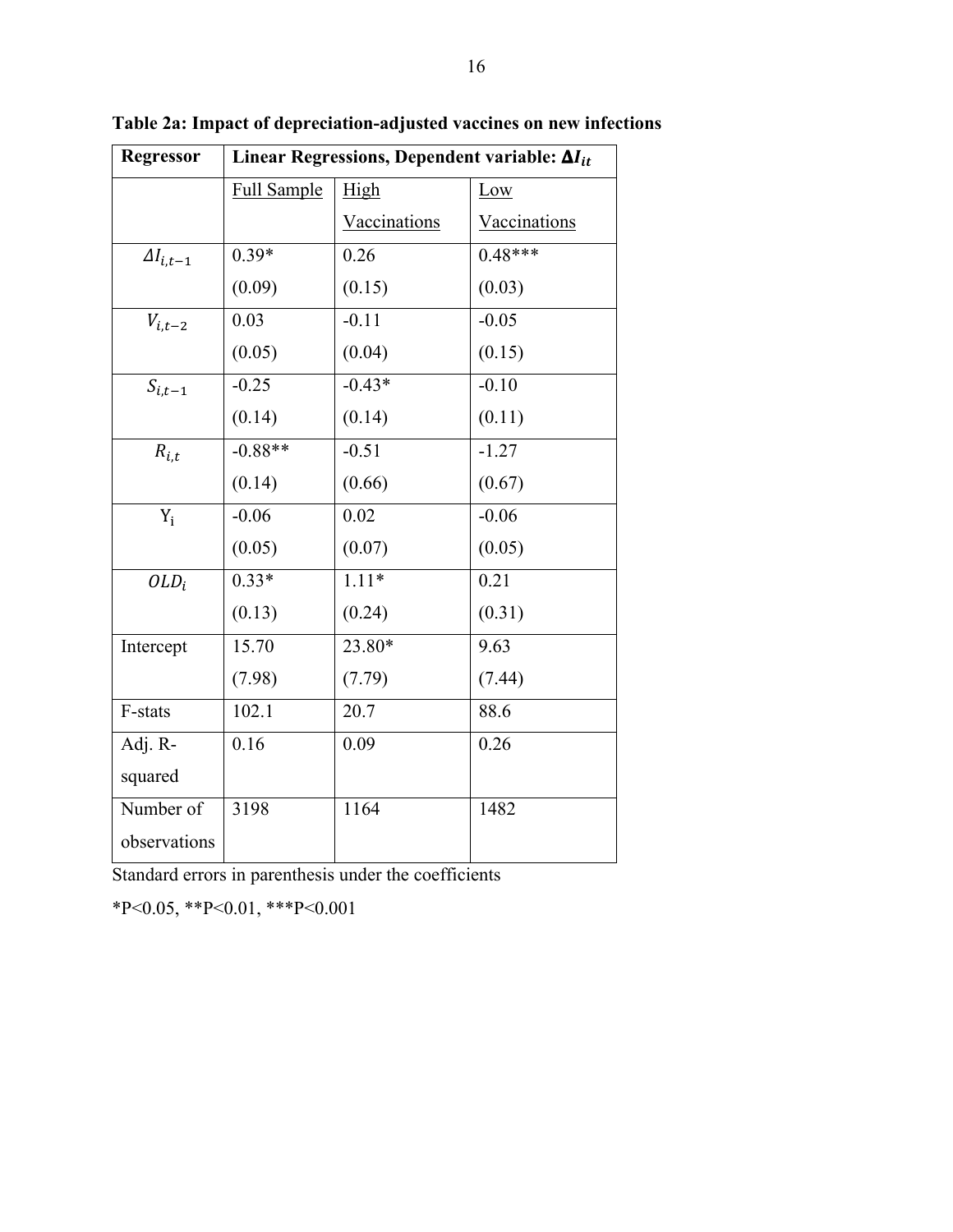**Table 2a: Impact of depreciation-adjusted vaccines on new infections**

| Regressor | Linear Regressions, Dependent variable: $\Delta I_{it}$ | | |
|---|---|---|---|
| | Full Sample | High Vaccinations | Low Vaccinations |
| $\Delta I_{i,t-1}$ | 0.39* (0.09) | 0.26 (0.15) | 0.48*** (0.03) |
| $V_{i,t-2}$ | 0.03 (0.05) | -0.11 (0.04) | -0.05 (0.15) |
| $S_{i,t-1}$ | -0.25 (0.14) | -0.43* (0.14) | -0.10 (0.11) |
| $R_{i,t}$ | -0.88** (0.14) | -0.51 (0.66) | -1.27 (0.67) |
| $Y_i$ | -0.06 (0.05) | 0.02 (0.07) | -0.06 (0.05) |
| $OLD_i$ | 0.33* (0.13) | 1.11* (0.24) | 0.21 (0.31) |
| Intercept | 15.70 (7.98) | 23.80* (7.79) | 9.63 (7.44) |
| F-stats | 102.1 | 20.7 | 88.6 |
| Adj. R-squared | 0.16 | 0.09 | 0.26 |
| Number of observations | 3198 | 1164 | 1482 |

Standard errors in parenthesis under the coefficients

*P<0.05, **P<0.01, ***P<0.001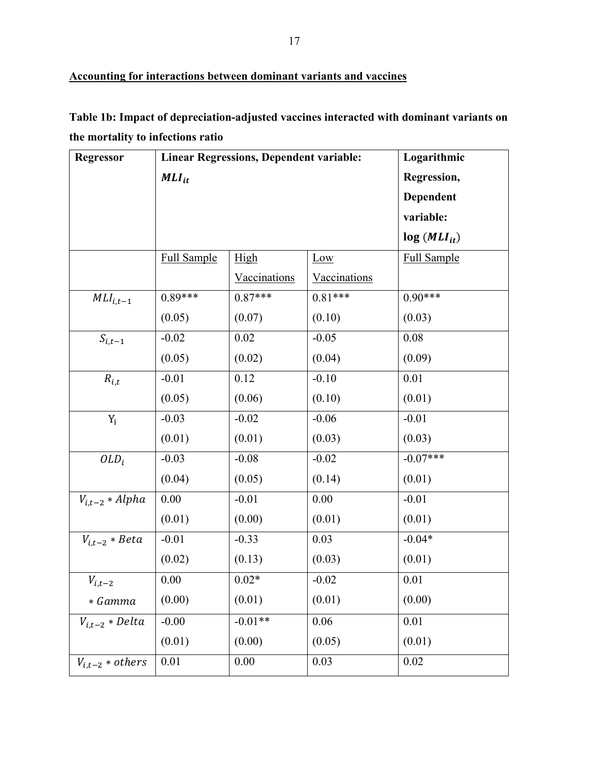**Accounting for interactions between dominant variants and vaccines**

**Table 1b: Impact of depreciation-adjusted vaccines interacted with dominant variants on the mortality to infections ratio**

| Regressor | Linear Regressions, Dependent variable: $MLI_{it}$ | | | Logarithmic Regression, Dependent variable: $\log(MLI_{it})$ |
|---|---|---|---|---|
| | Full Sample | High Vaccinations | Low Vaccinations | Full Sample |
| $MLI_{i,t-1}$ | 0.89*** <br> (0.05) | 0.87*** <br> (0.07) | 0.81*** <br> (0.10) | 0.90*** <br> (0.03) |
| $S_{i,t-1}$ | -0.02 <br> (0.05) | 0.02 <br> (0.02) | -0.05 <br> (0.04) | 0.08 <br> (0.09) |
| $R_{i,t}$ | -0.01 <br> (0.05) | 0.12 <br> (0.06) | -0.10 <br> (0.10) | 0.01 <br> (0.01) |
| $Y_i$ | -0.03 <br> (0.01) | -0.02 <br> (0.01) | -0.06 <br> (0.03) | -0.01 <br> (0.03) |
| $OLD_i$ | -0.03 <br> (0.04) | -0.08 <br> (0.05) | -0.02 <br> (0.14) | -0.07*** <br> (0.01) |
| $V_{i,t-2} * Alpha$ | 0.00 <br> (0.01) | -0.01 <br> (0.00) | 0.00 <br> (0.01) | -0.01 <br> (0.01) |
| $V_{i,t-2} * Beta$ | -0.01 <br> (0.02) | -0.33 <br> (0.13) | 0.03 <br> (0.03) | -0.04* <br> (0.01) |
| $V_{i,t-2} * Gamma$ | 0.00 <br> (0.00) | 0.02* <br> (0.01) | -0.02 <br> (0.01) | 0.01 <br> (0.00) |
| $V_{i,t-2} * Delta$ | -0.00 <br> (0.01) | -0.01** <br> (0.00) | 0.06 <br> (0.05) | 0.01 <br> (0.01) |
| $V_{i,t-2} * others$ | 0.01 | 0.00 | 0.03 | 0.02 |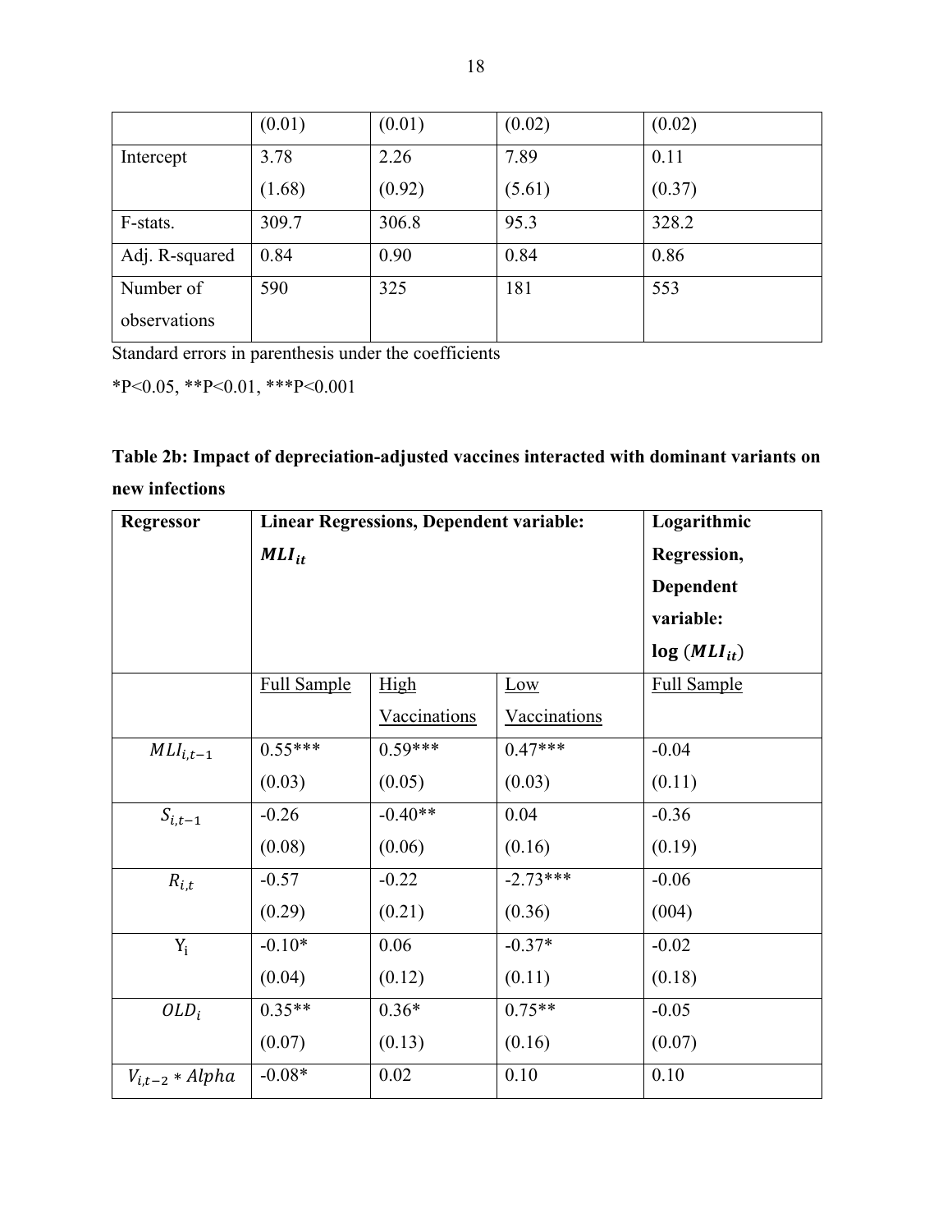|  | (0.01) | (0.01) | (0.02) | (0.02) |
| --- | --- | --- | --- | --- |
| Intercept | 3.78<br>(1.68) | 2.26<br>(0.92) | 7.89<br>(5.61) | 0.11<br>(0.37) |
| F-stats. | 309.7 | 306.8 | 95.3 | 328.2 |
| Adj. R-squared | 0.84 | 0.90 | 0.84 | 0.86 |
| Number of observations | 590 | 325 | 181 | 553 |

Standard errors in parenthesis under the coefficients

*P<0.05, **P<0.01, ***P<0.001

**Table 2b: Impact of depreciation-adjusted vaccines interacted with dominant variants on new infections**

| **Regressor** | **Linear Regressions, Dependent variable: $MLI_{it}$** | | | **Logarithmic Regression, Dependent variable: log $(MLI_{it})$** |
| --- | --- | --- | --- | --- |
|  | Full Sample | High Vaccinations | Low Vaccinations | Full Sample |
| $MLI_{i,t-1}$ | 0.55***<br>(0.03) | 0.59***<br>(0.05) | 0.47***<br>(0.03) | -0.04<br>(0.11) |
| $S_{i,t-1}$ | -0.26<br>(0.08) | -0.40**<br>(0.06) | 0.04<br>(0.16) | -0.36<br>(0.19) |
| $R_{i,t}$ | -0.57<br>(0.29) | -0.22<br>(0.21) | -2.73***<br>(0.36) | -0.06<br>(004) |
| $Y_i$ | -0.10*<br>(0.04) | 0.06<br>(0.12) | -0.37*<br>(0.11) | -0.02<br>(0.18) |
| $OLD_i$ | 0.35**<br>(0.07) | 0.36*<br>(0.13) | 0.75**<br>(0.16) | -0.05<br>(0.07) |
| $V_{i,t-2} * Alpha$ | -0.08* | 0.02 | 0.10 | 0.10 |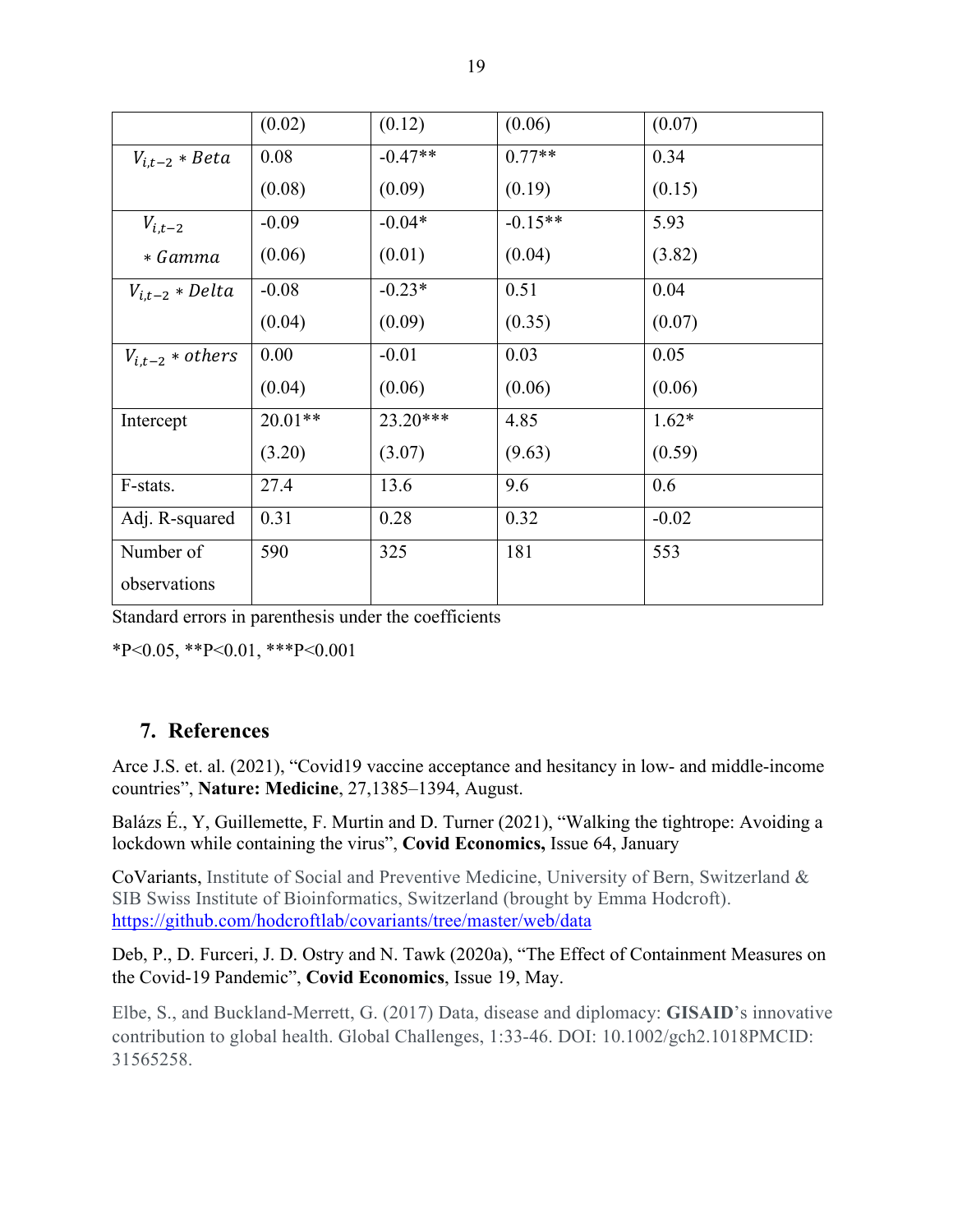| | (0.02) | (0.12) | (0.06) | (0.07) |
|---|---|---|---|---|
| $V_{i,t-2} * Beta$ | 0.08 | -0.47** | 0.77** | 0.34 |
| | (0.08) | (0.09) | (0.19) | (0.15) |
| $V_{i,t-2} * Gamma$ | -0.09 | -0.04* | -0.15** | 5.93 |
| | (0.06) | (0.01) | (0.04) | (3.82) |
| $V_{i,t-2} * Delta$ | -0.08 | -0.23* | 0.51 | 0.04 |
| | (0.04) | (0.09) | (0.35) | (0.07) |
| $V_{i,t-2} * others$ | 0.00 | -0.01 | 0.03 | 0.05 |
| | (0.04) | (0.06) | (0.06) | (0.06) |
| Intercept | 20.01** | 23.20*** | 4.85 | 1.62* |
| | (3.20) | (3.07) | (9.63) | (0.59) |
| F-stats. | 27.4 | 13.6 | 9.6 | 0.6 |
| Adj. R-squared | 0.31 | 0.28 | 0.32 | -0.02 |
| Number of observations | 590 | 325 | 181 | 553 |

Standard errors in parenthesis under the coefficients

*P<0.05, **P<0.01, ***P<0.001

## 7. References

Arce J.S. et. al. (2021), "Covid19 vaccine acceptance and hesitancy in low- and middle-income countries", **Nature: Medicine**, 27,1385–1394, August.

Balázs É., Y, Guillemette, F. Murtin and D. Turner (2021), "Walking the tightrope: Avoiding a lockdown while containing the virus", **Covid Economics,** Issue 64, January

CoVariants, Institute of Social and Preventive Medicine, University of Bern, Switzerland & SIB Swiss Institute of Bioinformatics, Switzerland (brought by Emma Hodcroft). https://github.com/hodcroftlab/covariants/tree/master/web/data

Deb, P., D. Furceri, J. D. Ostry and N. Tawk (2020a), "The Effect of Containment Measures on the Covid-19 Pandemic", **Covid Economics**, Issue 19, May.

Elbe, S., and Buckland-Merrett, G. (2017) Data, disease and diplomacy: **GISAID**'s innovative contribution to global health. Global Challenges, 1:33-46. DOI: 10.1002/gch2.1018PMCID: 31565258.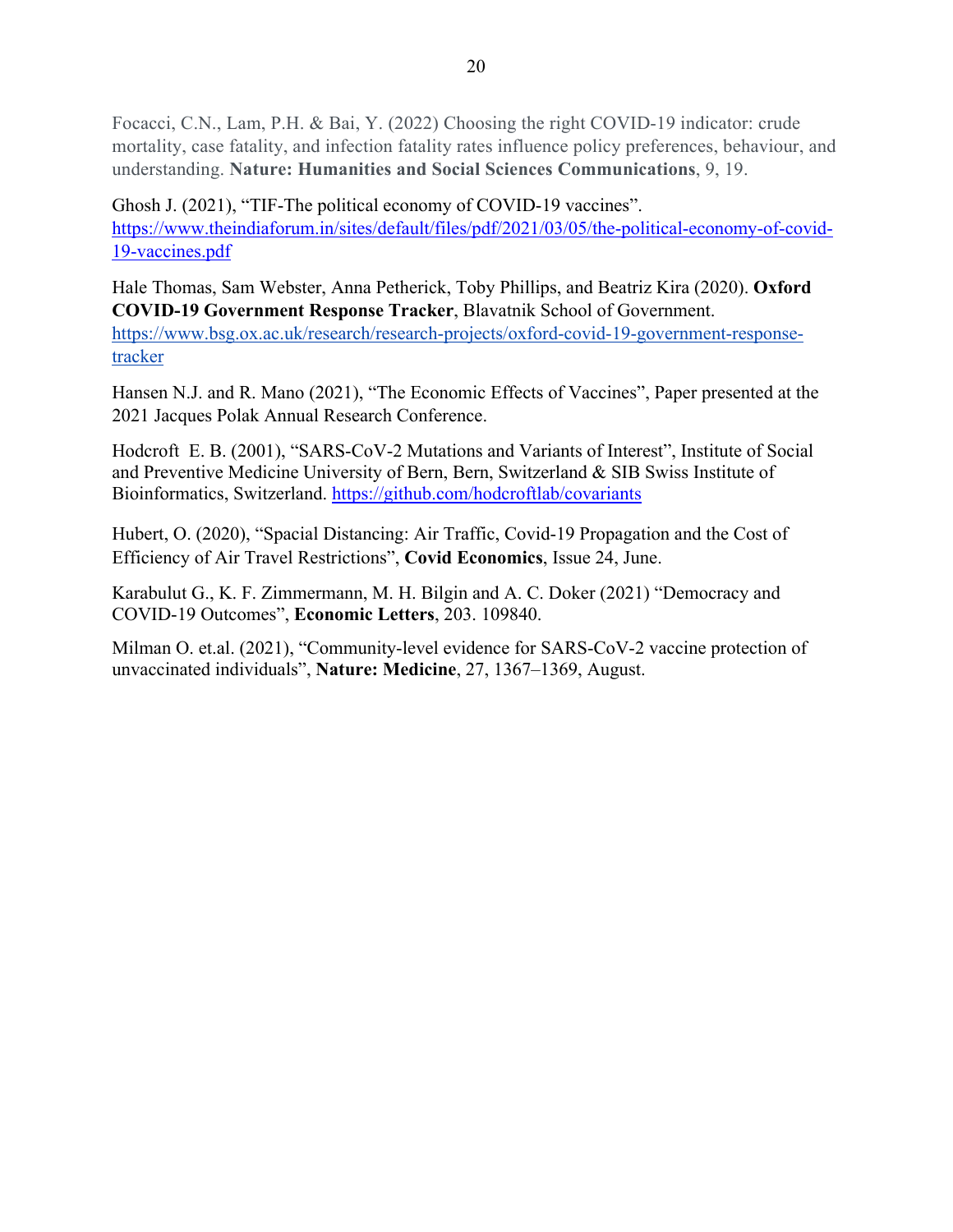Focacci, C.N., Lam, P.H. & Bai, Y. (2022) Choosing the right COVID-19 indicator: crude mortality, case fatality, and infection fatality rates influence policy preferences, behaviour, and understanding. **Nature: Humanities and Social Sciences Communications**, 9, 19.

Ghosh J. (2021), "TIF-The political economy of COVID-19 vaccines". https://www.theindiaforum.in/sites/default/files/pdf/2021/03/05/the-political-economy-of-covid-19-vaccines.pdf

Hale Thomas, Sam Webster, Anna Petherick, Toby Phillips, and Beatriz Kira (2020). **Oxford COVID-19 Government Response Tracker**, Blavatnik School of Government. https://www.bsg.ox.ac.uk/research/research-projects/oxford-covid-19-government-response-tracker

Hansen N.J. and R. Mano (2021), "The Economic Effects of Vaccines", Paper presented at the 2021 Jacques Polak Annual Research Conference.

Hodcroft E. B. (2001), "SARS-CoV-2 Mutations and Variants of Interest", Institute of Social and Preventive Medicine University of Bern, Bern, Switzerland & SIB Swiss Institute of Bioinformatics, Switzerland. https://github.com/hodcroftlab/covariants

Hubert, O. (2020), "Spacial Distancing: Air Traffic, Covid-19 Propagation and the Cost of Efficiency of Air Travel Restrictions", **Covid Economics**, Issue 24, June.

Karabulut G., K. F. Zimmermann, M. H. Bilgin and A. C. Doker (2021) "Democracy and COVID-19 Outcomes", **Economic Letters**, 203. 109840.

Milman O. et.al. (2021), "Community-level evidence for SARS-CoV-2 vaccine protection of unvaccinated individuals", **Nature: Medicine**, 27, 1367–1369, August.